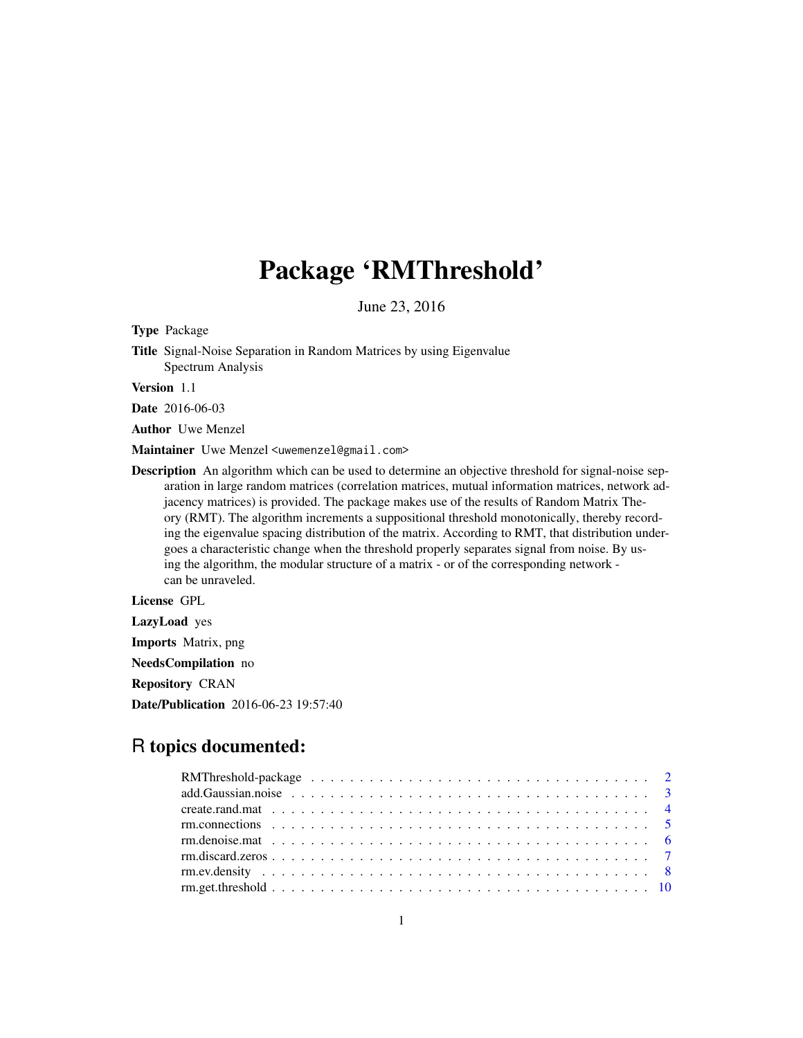# Package 'RMThreshold'

June 23, 2016

**Type** Package

**Title** Signal-Noise Separation in Random Matrices by using Eigenvalue Spectrum Analysis

**Version** 1.1

**Date** 2016-06-03

**Author** Uwe Menzel

**Maintainer** Uwe Menzel <uwemenzel@gmail.com>

**Description** An algorithm which can be used to determine an objective threshold for signal-noise separation in large random matrices (correlation matrices, mutual information matrices, network adjacency matrices) is provided. The package makes use of the results of Random Matrix Theory (RMT). The algorithm increments a suppositional threshold monotonically, thereby recording the eigenvalue spacing distribution of the matrix. According to RMT, that distribution undergoes a characteristic change when the threshold properly separates signal from noise. By using the algorithm, the modular structure of a matrix - or of the corresponding network - can be unraveled.

**License** GPL

**LazyLoad** yes

**Imports** Matrix, png

**NeedsCompilation** no

**Repository** CRAN

**Date/Publication** 2016-06-23 19:57:40

## R topics documented:

| | |
|---|---|
| RMThreshold-package | 2 |
| add.Gaussian.noise | 3 |
| create.rand.mat | 4 |
| rm.connections | 5 |
| rm.denoise.mat | 6 |
| rm.discard.zeros | 7 |
| rm.ev.density | 8 |
| rm.get.threshold | 10 |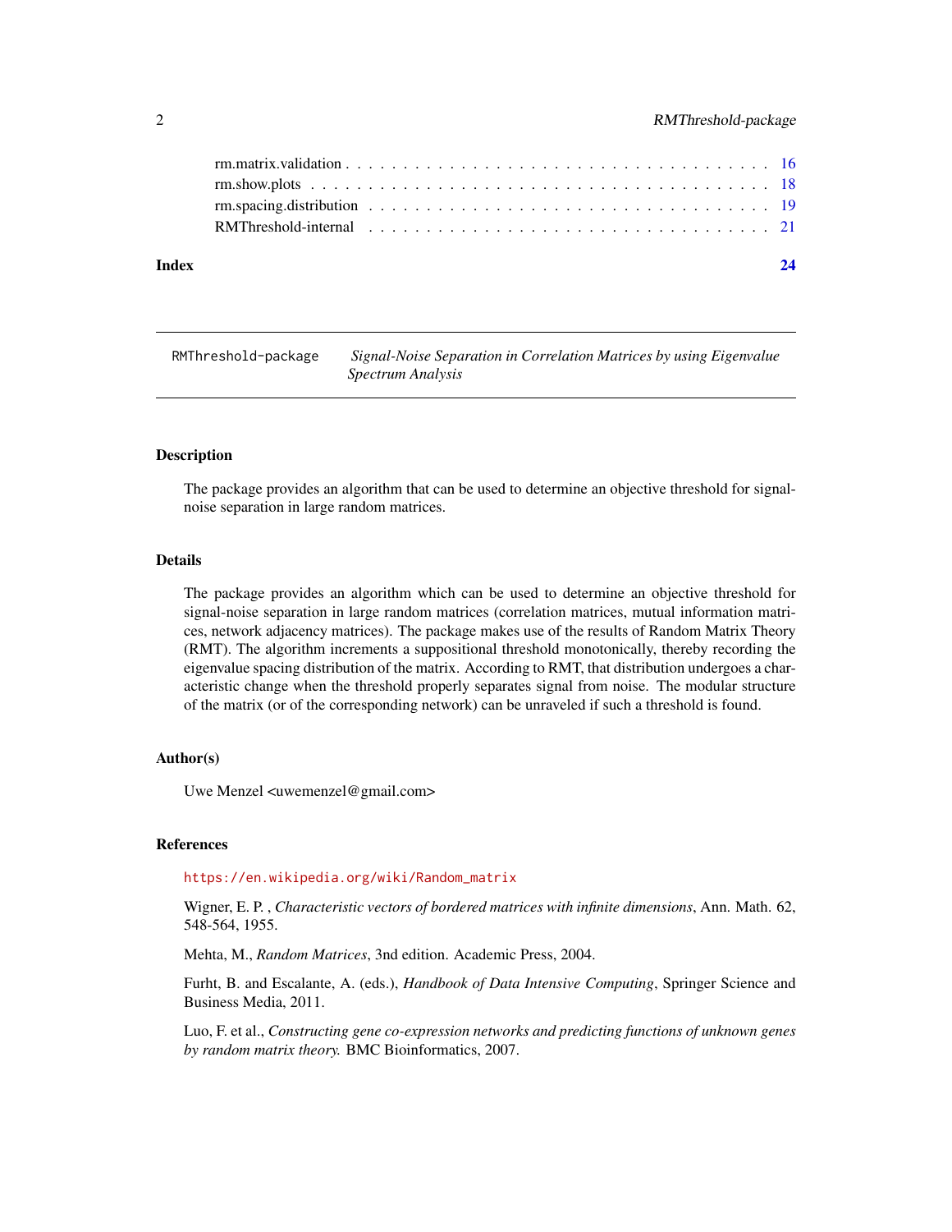rm.matrix.validation . . . . . . . . . . . . . . . . . . . . . . . . . . . . . . . . . . 16
rm.show.plots . . . . . . . . . . . . . . . . . . . . . . . . . . . . . . . . . . . . . 18
rm.spacing.distribution . . . . . . . . . . . . . . . . . . . . . . . . . . . . . . . . . 19
RMThreshold-internal . . . . . . . . . . . . . . . . . . . . . . . . . . . . . . . . . . 21

**Index** **24**

---

`RMThreshold-package` *Signal-Noise Separation in Correlation Matrices by using Eigenvalue Spectrum Analysis*

---

### Description

The package provides an algorithm that can be used to determine an objective threshold for signal-noise separation in large random matrices.

### Details

The package provides an algorithm which can be used to determine an objective threshold for signal-noise separation in large random matrices (correlation matrices, mutual information matrices, network adjacency matrices). The package makes use of the results of Random Matrix Theory (RMT). The algorithm increments a suppositional threshold monotonically, thereby recording the eigenvalue spacing distribution of the matrix. According to RMT, that distribution undergoes a characteristic change when the threshold properly separates signal from noise. The modular structure of the matrix (or of the corresponding network) can be unraveled if such a threshold is found.

### Author(s)

Uwe Menzel <uwemenzel@gmail.com>

### References

https://en.wikipedia.org/wiki/Random_matrix

Wigner, E. P. , *Characteristic vectors of bordered matrices with infinite dimensions*, Ann. Math. 62, 548-564, 1955.

Mehta, M., *Random Matrices*, 3nd edition. Academic Press, 2004.

Furht, B. and Escalante, A. (eds.), *Handbook of Data Intensive Computing*, Springer Science and Business Media, 2011.

Luo, F. et al., *Constructing gene co-expression networks and predicting functions of unknown genes by random matrix theory.* BMC Bioinformatics, 2007.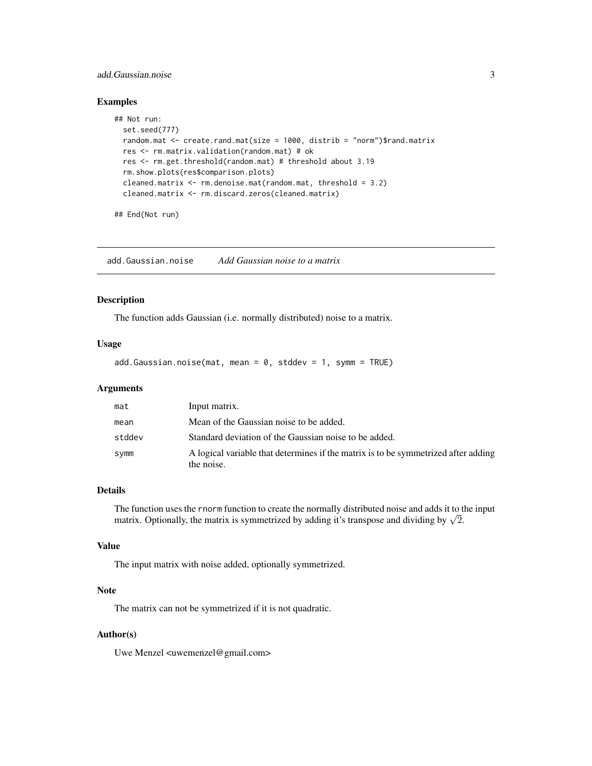### Examples

```
## Not run:
  set.seed(777)
  random.mat <- create.rand.mat(size = 1000, distrib = "norm")$rand.matrix
  res <- rm.matrix.validation(random.mat) # ok
  res <- rm.get.threshold(random.mat) # threshold about 3.19
  rm.show.plots(res$comparison.plots)
  cleaned.matrix <- rm.denoise.mat(random.mat, threshold = 3.2)
  cleaned.matrix <- rm.discard.zeros(cleaned.matrix)

## End(Not run)
```

---

## add.Gaussian.noise *Add Gaussian noise to a matrix*

---

### Description

The function adds Gaussian (i.e. normally distributed) noise to a matrix.

### Usage

```
add.Gaussian.noise(mat, mean = 0, stddev = 1, symm = TRUE)
```

### Arguments

| | |
|---|---|
| mat | Input matrix. |
| mean | Mean of the Gaussian noise to be added. |
| stddev | Standard deviation of the Gaussian noise to be added. |
| symm | A logical variable that determines if the matrix is to be symmetrized after adding the noise. |

### Details

The function uses the rnorm function to create the normally distributed noise and adds it to the input matrix. Optionally, the matrix is symmetrized by adding it's transpose and dividing by $\sqrt{2}$.

### Value

The input matrix with noise added, optionally symmetrized.

### Note

The matrix can not be symmetrized if it is not quadratic.

### Author(s)

Uwe Menzel <uwemenzel@gmail.com>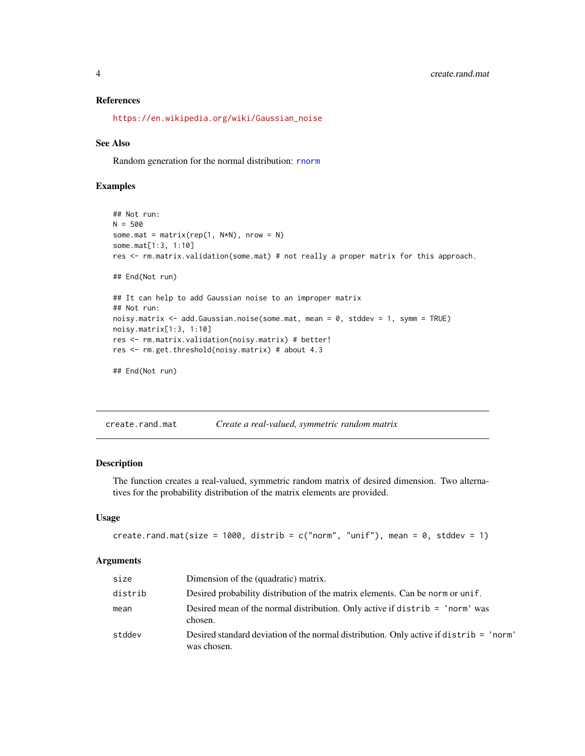### References

https://en.wikipedia.org/wiki/Gaussian_noise

### See Also

Random generation for the normal distribution: rnorm

### Examples

```
## Not run:
N = 500
some.mat = matrix(rep(1, N*N), nrow = N)
some.mat[1:3, 1:10]
res <- rm.matrix.validation(some.mat) # not really a proper matrix for this approach.

## End(Not run)

## It can help to add Gaussian noise to an improper matrix
## Not run:
noisy.matrix <- add.Gaussian.noise(some.mat, mean = 0, stddev = 1, symm = TRUE)
noisy.matrix[1:3, 1:10]
res <- rm.matrix.validation(noisy.matrix) # better!
res <- rm.get.threshold(noisy.matrix) # about 4.3

## End(Not run)
```

---

## create.rand.mat — *Create a real-valued, symmetric random matrix*

### Description

The function creates a real-valued, symmetric random matrix of desired dimension. Two alternatives for the probability distribution of the matrix elements are provided.

### Usage

```
create.rand.mat(size = 1000, distrib = c("norm", "unif"), mean = 0, stddev = 1)
```

### Arguments

| | |
|---|---|
| size | Dimension of the (quadratic) matrix. |
| distrib | Desired probability distribution of the matrix elements. Can be norm or unif. |
| mean | Desired mean of the normal distribution. Only active if distrib = 'norm' was chosen. |
| stddev | Desired standard deviation of the normal distribution. Only active if distrib = 'norm' was chosen. |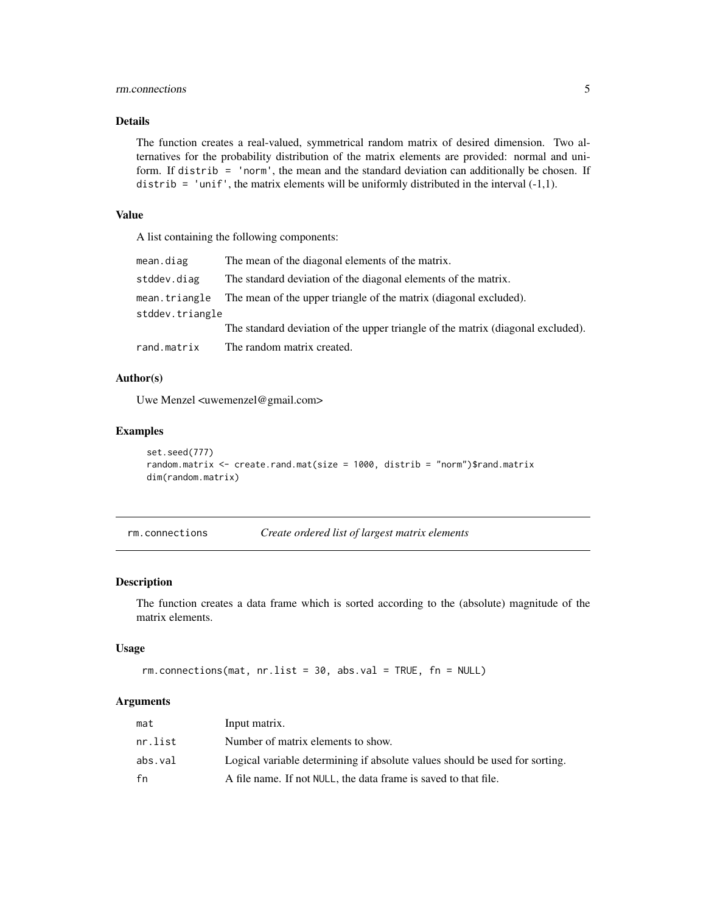### Details

The function creates a real-valued, symmetrical random matrix of desired dimension. Two alternatives for the probability distribution of the matrix elements are provided: normal and uniform. If `distrib = 'norm'`, the mean and the standard deviation can additionally be chosen. If `distrib = 'unif'`, the matrix elements will be uniformly distributed in the interval (-1,1).

### Value

A list containing the following components:

| | |
|---|---|
| `mean.diag` | The mean of the diagonal elements of the matrix. |
| `stddev.diag` | The standard deviation of the diagonal elements of the matrix. |
| `mean.triangle` | The mean of the upper triangle of the matrix (diagonal excluded). |
| `stddev.triangle` | The standard deviation of the upper triangle of the matrix (diagonal excluded). |
| `rand.matrix` | The random matrix created. |

### Author(s)

Uwe Menzel <uwemenzel@gmail.com>

### Examples

```
set.seed(777)
random.matrix <- create.rand.mat(size = 1000, distrib = "norm")$rand.matrix
dim(random.matrix)
```

---

## rm.connections — *Create ordered list of largest matrix elements*

---

### Description

The function creates a data frame which is sorted according to the (absolute) magnitude of the matrix elements.

### Usage

```
rm.connections(mat, nr.list = 30, abs.val = TRUE, fn = NULL)
```

### Arguments

| | |
|---|---|
| `mat` | Input matrix. |
| `nr.list` | Number of matrix elements to show. |
| `abs.val` | Logical variable determining if absolute values should be used for sorting. |
| `fn` | A file name. If not `NULL`, the data frame is saved to that file. |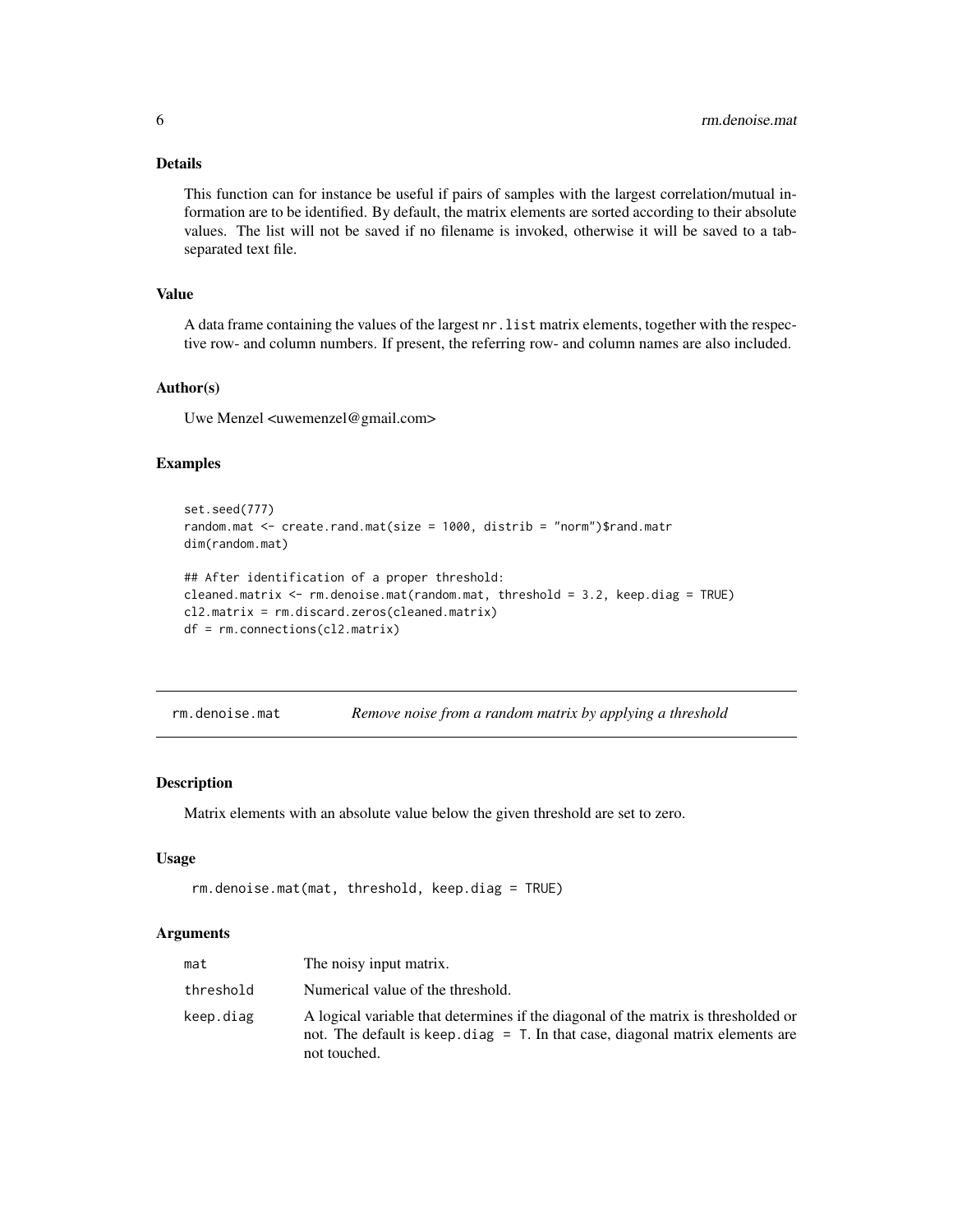### Details

This function can for instance be useful if pairs of samples with the largest correlation/mutual information are to be identified. By default, the matrix elements are sorted according to their absolute values. The list will not be saved if no filename is invoked, otherwise it will be saved to a tab-separated text file.

### Value

A data frame containing the values of the largest `nr.list` matrix elements, together with the respective row- and column numbers. If present, the referring row- and column names are also included.

### Author(s)

Uwe Menzel <uwemenzel@gmail.com>

### Examples

```
set.seed(777)
random.mat <- create.rand.mat(size = 1000, distrib = "norm")$rand.matr
dim(random.mat)

## After identification of a proper threshold:
cleaned.matrix <- rm.denoise.mat(random.mat, threshold = 3.2, keep.diag = TRUE)
cl2.matrix = rm.discard.zeros(cleaned.matrix)
df = rm.connections(cl2.matrix)
```

---

## rm.denoise.mat — *Remove noise from a random matrix by applying a threshold*

### Description

Matrix elements with an absolute value below the given threshold are set to zero.

### Usage

```
rm.denoise.mat(mat, threshold, keep.diag = TRUE)
```

### Arguments

| | |
|---|---|
| mat | The noisy input matrix. |
| threshold | Numerical value of the threshold. |
| keep.diag | A logical variable that determines if the diagonal of the matrix is thresholded or not. The default is `keep.diag = T`. In that case, diagonal matrix elements are not touched. |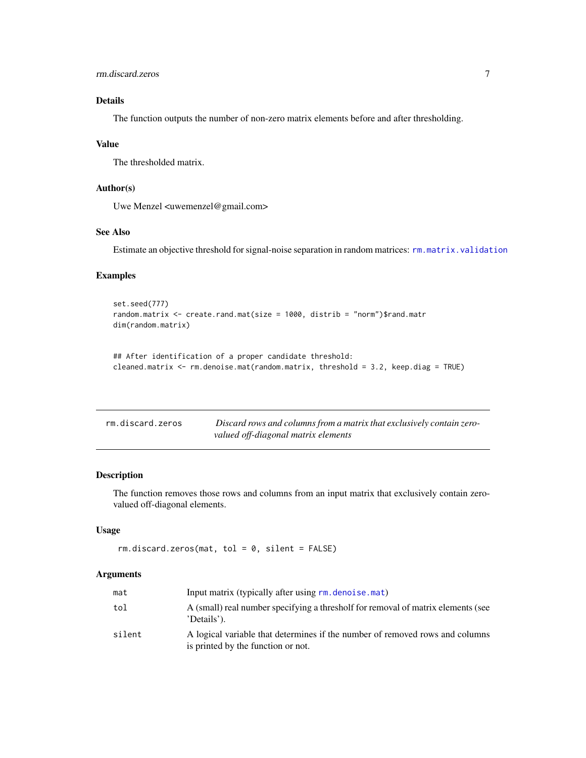### Details

The function outputs the number of non-zero matrix elements before and after thresholding.

### Value

The thresholded matrix.

### Author(s)

Uwe Menzel <uwemenzel@gmail.com>

### See Also

Estimate an objective threshold for signal-noise separation in random matrices: `rm.matrix.validation`

### Examples

```
set.seed(777)
random.matrix <- create.rand.mat(size = 1000, distrib = "norm")$rand.matr
dim(random.matrix)


## After identification of a proper candidate threshold:
cleaned.matrix <- rm.denoise.mat(random.matrix, threshold = 3.2, keep.diag = TRUE)
```

---

## rm.discard.zeros — *Discard rows and columns from a matrix that exclusively contain zero-valued off-diagonal matrix elements*

---

### Description

The function removes those rows and columns from an input matrix that exclusively contain zero-valued off-diagonal elements.

### Usage

```
rm.discard.zeros(mat, tol = 0, silent = FALSE)
```

### Arguments

| | |
|---|---|
| `mat` | Input matrix (typically after using `rm.denoise.mat`) |
| `tol` | A (small) real number specifying a thresholf for removal of matrix elements (see 'Details'). |
| `silent` | A logical variable that determines if the number of removed rows and columns is printed by the function or not. |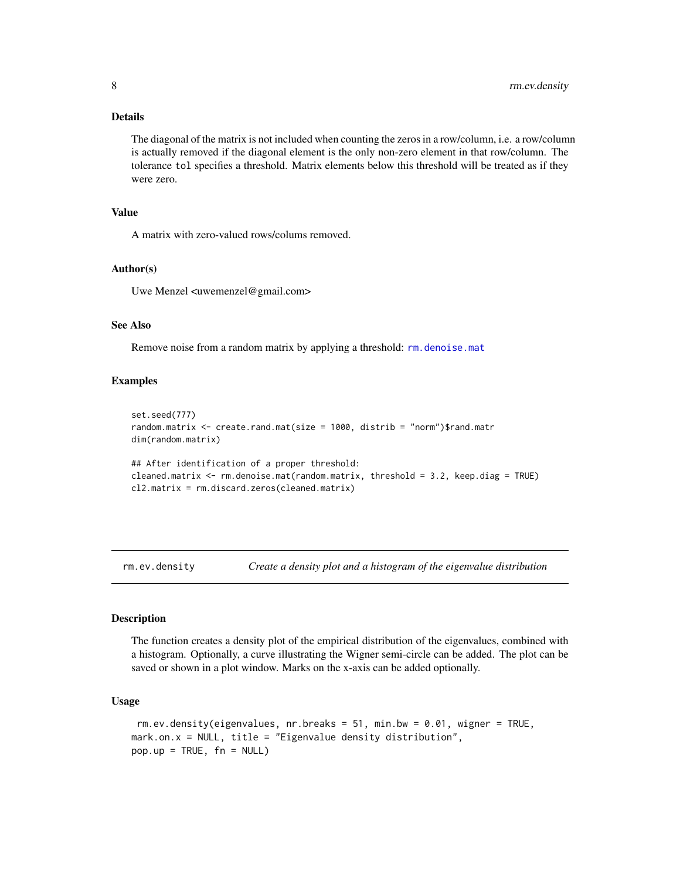### Details

The diagonal of the matrix is not included when counting the zeros in a row/column, i.e. a row/column is actually removed if the diagonal element is the only non-zero element in that row/column. The tolerance `tol` specifies a threshold. Matrix elements below this threshold will be treated as if they were zero.

### Value

A matrix with zero-valued rows/colums removed.

### Author(s)

Uwe Menzel <uwemenzel@gmail.com>

### See Also

Remove noise from a random matrix by applying a threshold: `rm.denoise.mat`

### Examples

```
set.seed(777)
random.matrix <- create.rand.mat(size = 1000, distrib = "norm")$rand.matr
dim(random.matrix)

## After identification of a proper threshold:
cleaned.matrix <- rm.denoise.mat(random.matrix, threshold = 3.2, keep.diag = TRUE)
cl2.matrix = rm.discard.zeros(cleaned.matrix)
```

---

## rm.ev.density — *Create a density plot and a histogram of the eigenvalue distribution*

---

### Description

The function creates a density plot of the empirical distribution of the eigenvalues, combined with a histogram. Optionally, a curve illustrating the Wigner semi-circle can be added. The plot can be saved or shown in a plot window. Marks on the x-axis can be added optionally.

### Usage

```
rm.ev.density(eigenvalues, nr.breaks = 51, min.bw = 0.01, wigner = TRUE,
mark.on.x = NULL, title = "Eigenvalue density distribution",
pop.up = TRUE, fn = NULL)
```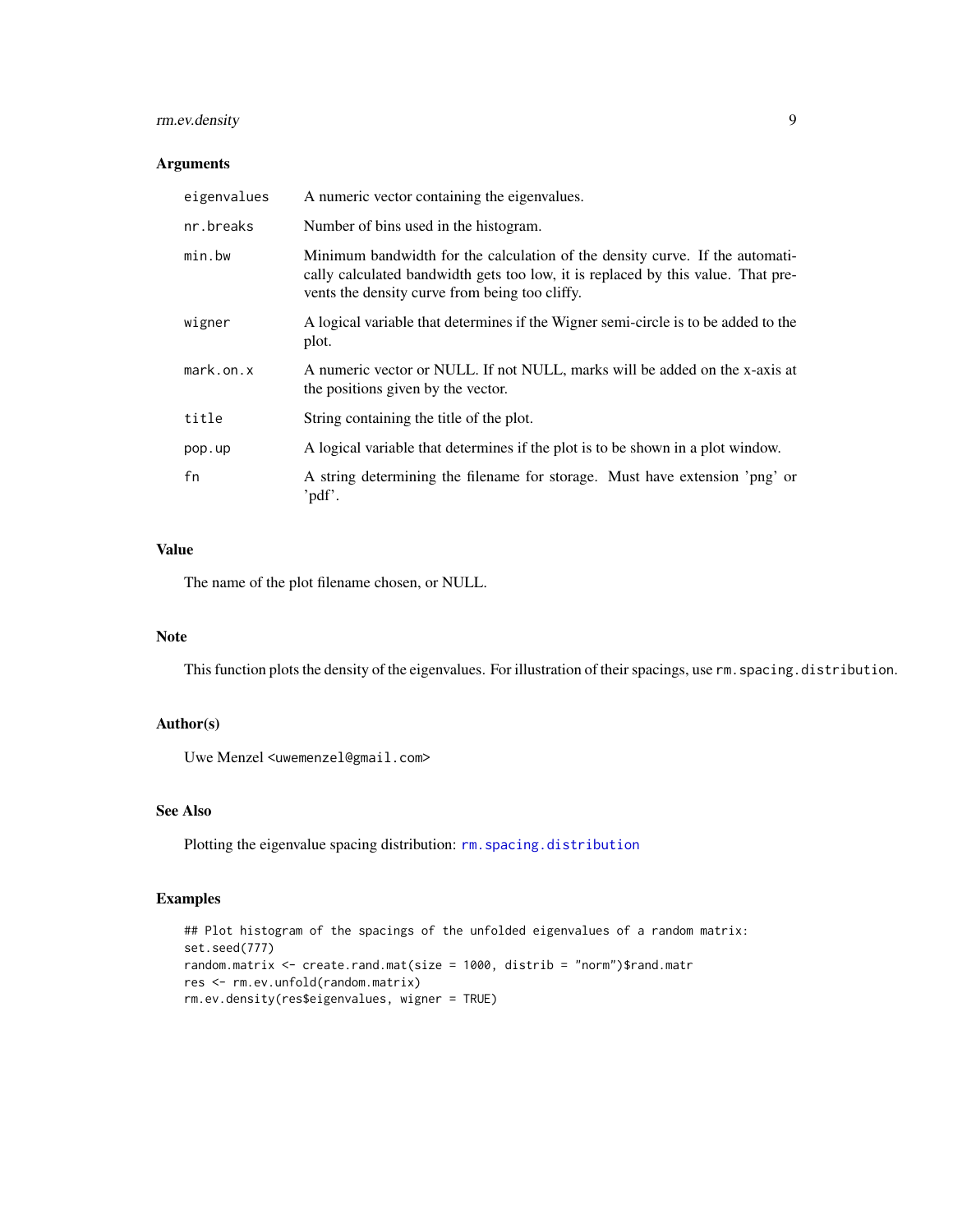### Arguments

| | |
|---|---|
| `eigenvalues` | A numeric vector containing the eigenvalues. |
| `nr.breaks` | Number of bins used in the histogram. |
| `min.bw` | Minimum bandwidth for the calculation of the density curve. If the automatically calculated bandwidth gets too low, it is replaced by this value. That prevents the density curve from being too cliffy. |
| `wigner` | A logical variable that determines if the Wigner semi-circle is to be added to the plot. |
| `mark.on.x` | A numeric vector or NULL. If not NULL, marks will be added on the x-axis at the positions given by the vector. |
| `title` | String containing the title of the plot. |
| `pop.up` | A logical variable that determines if the plot is to be shown in a plot window. |
| `fn` | A string determining the filename for storage. Must have extension 'png' or 'pdf'. |

### Value

The name of the plot filename chosen, or NULL.

### Note

This function plots the density of the eigenvalues. For illustration of their spacings, use `rm.spacing.distribution`.

### Author(s)

Uwe Menzel <uwemenzel@gmail.com>

### See Also

Plotting the eigenvalue spacing distribution: `rm.spacing.distribution`

### Examples

```
## Plot histogram of the spacings of the unfolded eigenvalues of a random matrix:
set.seed(777)
random.matrix <- create.rand.mat(size = 1000, distrib = "norm")$rand.matr
res <- rm.ev.unfold(random.matrix)
rm.ev.density(res$eigenvalues, wigner = TRUE)
```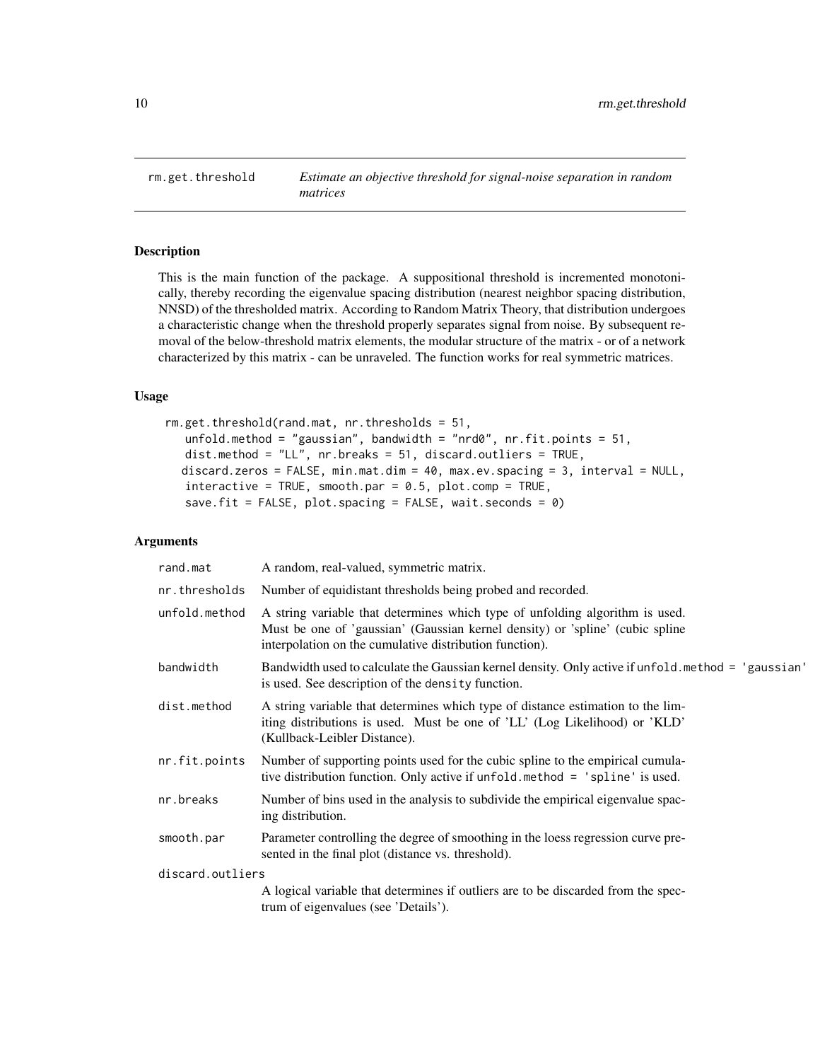## rm.get.threshold — *Estimate an objective threshold for signal-noise separation in random matrices*

### Description

This is the main function of the package. A suppositional threshold is incremented monotonically, thereby recording the eigenvalue spacing distribution (nearest neighbor spacing distribution, NNSD) of the thresholded matrix. According to Random Matrix Theory, that distribution undergoes a characteristic change when the threshold properly separates signal from noise. By subsequent removal of the below-threshold matrix elements, the modular structure of the matrix - or of a network characterized by this matrix - can be unraveled. The function works for real symmetric matrices.

### Usage

```
rm.get.threshold(rand.mat, nr.thresholds = 51,
    unfold.method = "gaussian", bandwidth = "nrd0", nr.fit.points = 51,
    dist.method = "LL", nr.breaks = 51, discard.outliers = TRUE,
   discard.zeros = FALSE, min.mat.dim = 40, max.ev.spacing = 3, interval = NULL,
    interactive = TRUE, smooth.par = 0.5, plot.comp = TRUE,
    save.fit = FALSE, plot.spacing = FALSE, wait.seconds = 0)
```

### Arguments

| Argument | Description |
|---|---|
| `rand.mat` | A random, real-valued, symmetric matrix. |
| `nr.thresholds` | Number of equidistant thresholds being probed and recorded. |
| `unfold.method` | A string variable that determines which type of unfolding algorithm is used. Must be one of 'gaussian' (Gaussian kernel density) or 'spline' (cubic spline interpolation on the cumulative distribution function). |
| `bandwidth` | Bandwidth used to calculate the Gaussian kernel density. Only active if `unfold.method = 'gaussian'` is used. See description of the `density` function. |
| `dist.method` | A string variable that determines which type of distance estimation to the limiting distributions is used. Must be one of 'LL' (Log Likelihood) or 'KLD' (Kullback-Leibler Distance). |
| `nr.fit.points` | Number of supporting points used for the cubic spline to the empirical cumulative distribution function. Only active if `unfold.method = 'spline'` is used. |
| `nr.breaks` | Number of bins used in the analysis to subdivide the empirical eigenvalue spacing distribution. |
| `smooth.par` | Parameter controlling the degree of smoothing in the loess regression curve presented in the final plot (distance vs. threshold). |
| `discard.outliers` | A logical variable that determines if outliers are to be discarded from the spectrum of eigenvalues (see 'Details'). |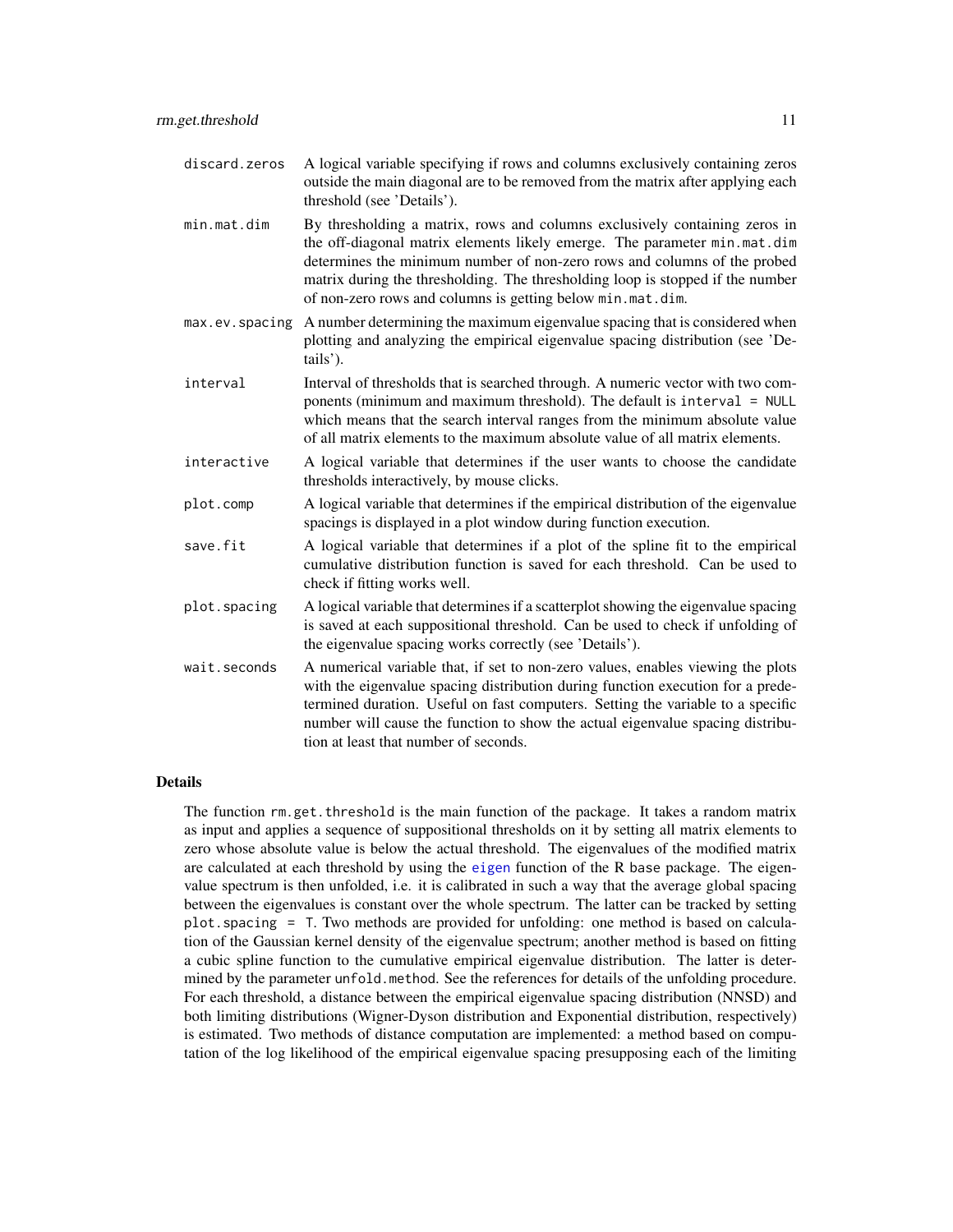| | |
|---|---|
| `discard.zeros` | A logical variable specifying if rows and columns exclusively containing zeros outside the main diagonal are to be removed from the matrix after applying each threshold (see 'Details'). |
| `min.mat.dim` | By thresholding a matrix, rows and columns exclusively containing zeros in the off-diagonal matrix elements likely emerge. The parameter `min.mat.dim` determines the minimum number of non-zero rows and columns of the probed matrix during the thresholding. The thresholding loop is stopped if the number of non-zero rows and columns is getting below `min.mat.dim`. |
| `max.ev.spacing` | A number determining the maximum eigenvalue spacing that is considered when plotting and analyzing the empirical eigenvalue spacing distribution (see 'Details'). |
| `interval` | Interval of thresholds that is searched through. A numeric vector with two components (minimum and maximum threshold). The default is `interval = NULL` which means that the search interval ranges from the minimum absolute value of all matrix elements to the maximum absolute value of all matrix elements. |
| `interactive` | A logical variable that determines if the user wants to choose the candidate thresholds interactively, by mouse clicks. |
| `plot.comp` | A logical variable that determines if the empirical distribution of the eigenvalue spacings is displayed in a plot window during function execution. |
| `save.fit` | A logical variable that determines if a plot of the spline fit to the empirical cumulative distribution function is saved for each threshold. Can be used to check if fitting works well. |
| `plot.spacing` | A logical variable that determines if a scatterplot showing the eigenvalue spacing is saved at each suppositional threshold. Can be used to check if unfolding of the eigenvalue spacing works correctly (see 'Details'). |
| `wait.seconds` | A numerical variable that, if set to non-zero values, enables viewing the plots with the eigenvalue spacing distribution during function execution for a predetermined duration. Useful on fast computers. Setting the variable to a specific number will cause the function to show the actual eigenvalue spacing distribution at least that number of seconds. |

## Details

The function `rm.get.threshold` is the main function of the package. It takes a random matrix as input and applies a sequence of suppositional thresholds on it by setting all matrix elements to zero whose absolute value is below the actual threshold. The eigenvalues of the modified matrix are calculated at each threshold by using the `eigen` function of the R `base` package. The eigenvalue spectrum is then unfolded, i.e. it is calibrated in such a way that the average global spacing between the eigenvalues is constant over the whole spectrum. The latter can be tracked by setting `plot.spacing = T`. Two methods are provided for unfolding: one method is based on calculation of the Gaussian kernel density of the eigenvalue spectrum; another method is based on fitting a cubic spline function to the cumulative empirical eigenvalue distribution. The latter is determined by the parameter `unfold.method`. See the references for details of the unfolding procedure. For each threshold, a distance between the empirical eigenvalue spacing distribution (NNSD) and both limiting distributions (Wigner-Dyson distribution and Exponential distribution, respectively) is estimated. Two methods of distance computation are implemented: a method based on computation of the log likelihood of the empirical eigenvalue spacing presupposing each of the limiting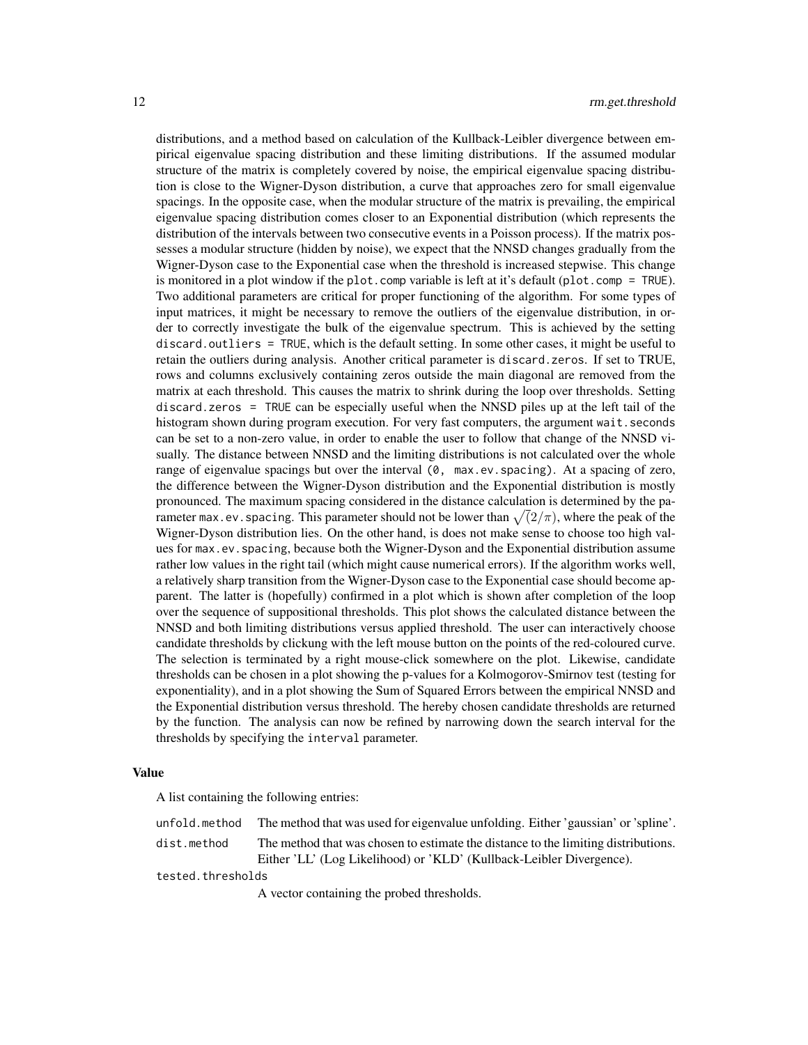distributions, and a method based on calculation of the Kullback-Leibler divergence between empirical eigenvalue spacing distribution and these limiting distributions. If the assumed modular structure of the matrix is completely covered by noise, the empirical eigenvalue spacing distribution is close to the Wigner-Dyson distribution, a curve that approaches zero for small eigenvalue spacings. In the opposite case, when the modular structure of the matrix is prevailing, the empirical eigenvalue spacing distribution comes closer to an Exponential distribution (which represents the distribution of the intervals between two consecutive events in a Poisson process). If the matrix possesses a modular structure (hidden by noise), we expect that the NNSD changes gradually from the Wigner-Dyson case to the Exponential case when the threshold is increased stepwise. This change is monitored in a plot window if the `plot.comp` variable is left at it's default (`plot.comp = TRUE`). Two additional parameters are critical for proper functioning of the algorithm. For some types of input matrices, it might be necessary to remove the outliers of the eigenvalue distribution, in order to correctly investigate the bulk of the eigenvalue spectrum. This is achieved by the setting `discard.outliers = TRUE`, which is the default setting. In some other cases, it might be useful to retain the outliers during analysis. Another critical parameter is `discard.zeros`. If set to TRUE, rows and columns exclusively containing zeros outside the main diagonal are removed from the matrix at each threshold. This causes the matrix to shrink during the loop over thresholds. Setting `discard.zeros = TRUE` can be especially useful when the NNSD piles up at the left tail of the histogram shown during program execution. For very fast computers, the argument `wait.seconds` can be set to a non-zero value, in order to enable the user to follow that change of the NNSD visually. The distance between NNSD and the limiting distributions is not calculated over the whole range of eigenvalue spacings but over the interval `(0, max.ev.spacing)`. At a spacing of zero, the difference between the Wigner-Dyson distribution and the Exponential distribution is mostly pronounced. The maximum spacing considered in the distance calculation is determined by the parameter `max.ev.spacing`. This parameter should not be lower than $\sqrt(2/\pi)$, where the peak of the Wigner-Dyson distribution lies. On the other hand, is does not make sense to choose too high values for `max.ev.spacing`, because both the Wigner-Dyson and the Exponential distribution assume rather low values in the right tail (which might cause numerical errors). If the algorithm works well, a relatively sharp transition from the Wigner-Dyson case to the Exponential case should become apparent. The latter is (hopefully) confirmed in a plot which is shown after completion of the loop over the sequence of suppositional thresholds. This plot shows the calculated distance between the NNSD and both limiting distributions versus applied threshold. The user can interactively choose candidate thresholds by clickung with the left mouse button on the points of the red-coloured curve. The selection is terminated by a right mouse-click somewhere on the plot. Likewise, candidate thresholds can be chosen in a plot showing the p-values for a Kolmogorov-Smirnov test (testing for exponentiality), and in a plot showing the Sum of Squared Errors between the empirical NNSD and the Exponential distribution versus threshold. The hereby chosen candidate thresholds are returned by the function. The analysis can now be refined by narrowing down the search interval for the thresholds by specifying the `interval` parameter.

## Value

A list containing the following entries:

`unfold.method` The method that was used for eigenvalue unfolding. Either 'gaussian' or 'spline'.

`dist.method` The method that was chosen to estimate the distance to the limiting distributions. Either 'LL' (Log Likelihood) or 'KLD' (Kullback-Leibler Divergence).

`tested.thresholds` A vector containing the probed thresholds.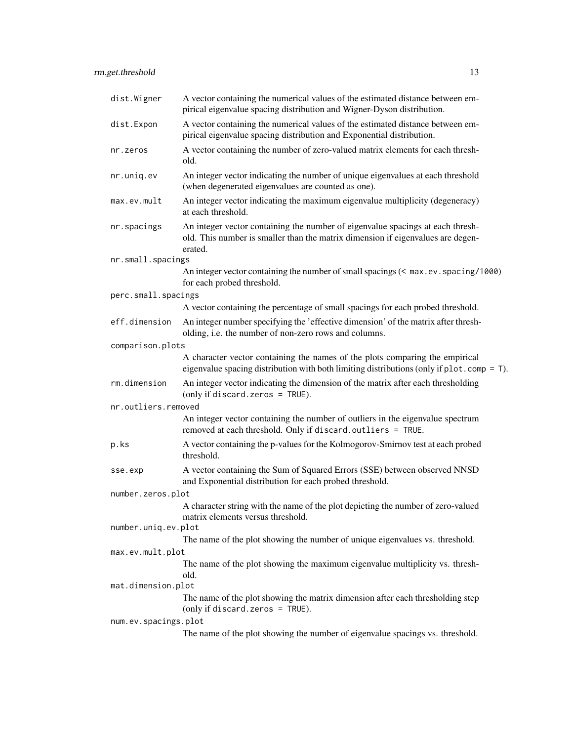`dist.Wigner`
: A vector containing the numerical values of the estimated distance between empirical eigenvalue spacing distribution and Wigner-Dyson distribution.

`dist.Expon`
: A vector containing the numerical values of the estimated distance between empirical eigenvalue spacing distribution and Exponential distribution.

`nr.zeros`
: A vector containing the number of zero-valued matrix elements for each threshold.

`nr.uniq.ev`
: An integer vector indicating the number of unique eigenvalues at each threshold (when degenerated eigenvalues are counted as one).

`max.ev.mult`
: An integer vector indicating the maximum eigenvalue multiplicity (degeneracy) at each threshold.

`nr.spacings`
: An integer vector containing the number of eigenvalue spacings at each threshold. This number is smaller than the matrix dimension if eigenvalues are degenerated.

`nr.small.spacings`
: An integer vector containing the number of small spacings (`< max.ev.spacing/1000`) for each probed threshold.

`perc.small.spacings`
: A vector containing the percentage of small spacings for each probed threshold.

`eff.dimension`
: An integer number specifying the 'effective dimension' of the matrix after thresholding, i.e. the number of non-zero rows and columns.

`comparison.plots`
: A character vector containing the names of the plots comparing the empirical eigenvalue spacing distribution with both limiting distributions (only if `plot.comp = T`).

`rm.dimension`
: An integer vector indicating the dimension of the matrix after each thresholding (only if `discard.zeros = TRUE`).

`nr.outliers.removed`
: An integer vector containing the number of outliers in the eigenvalue spectrum removed at each threshold. Only if `discard.outliers = TRUE`.

`p.ks`
: A vector containing the p-values for the Kolmogorov-Smirnov test at each probed threshold.

`sse.exp`
: A vector containing the Sum of Squared Errors (SSE) between observed NNSD and Exponential distribution for each probed threshold.

`number.zeros.plot`
: A character string with the name of the plot depicting the number of zero-valued matrix elements versus threshold.

`number.uniq.ev.plot`
: The name of the plot showing the number of unique eigenvalues vs. threshold.

`max.ev.mult.plot`
: The name of the plot showing the maximum eigenvalue multiplicity vs. threshold.

`mat.dimension.plot`
: The name of the plot showing the matrix dimension after each thresholding step (only if `discard.zeros = TRUE`).

`num.ev.spacings.plot`
: The name of the plot showing the number of eigenvalue spacings vs. threshold.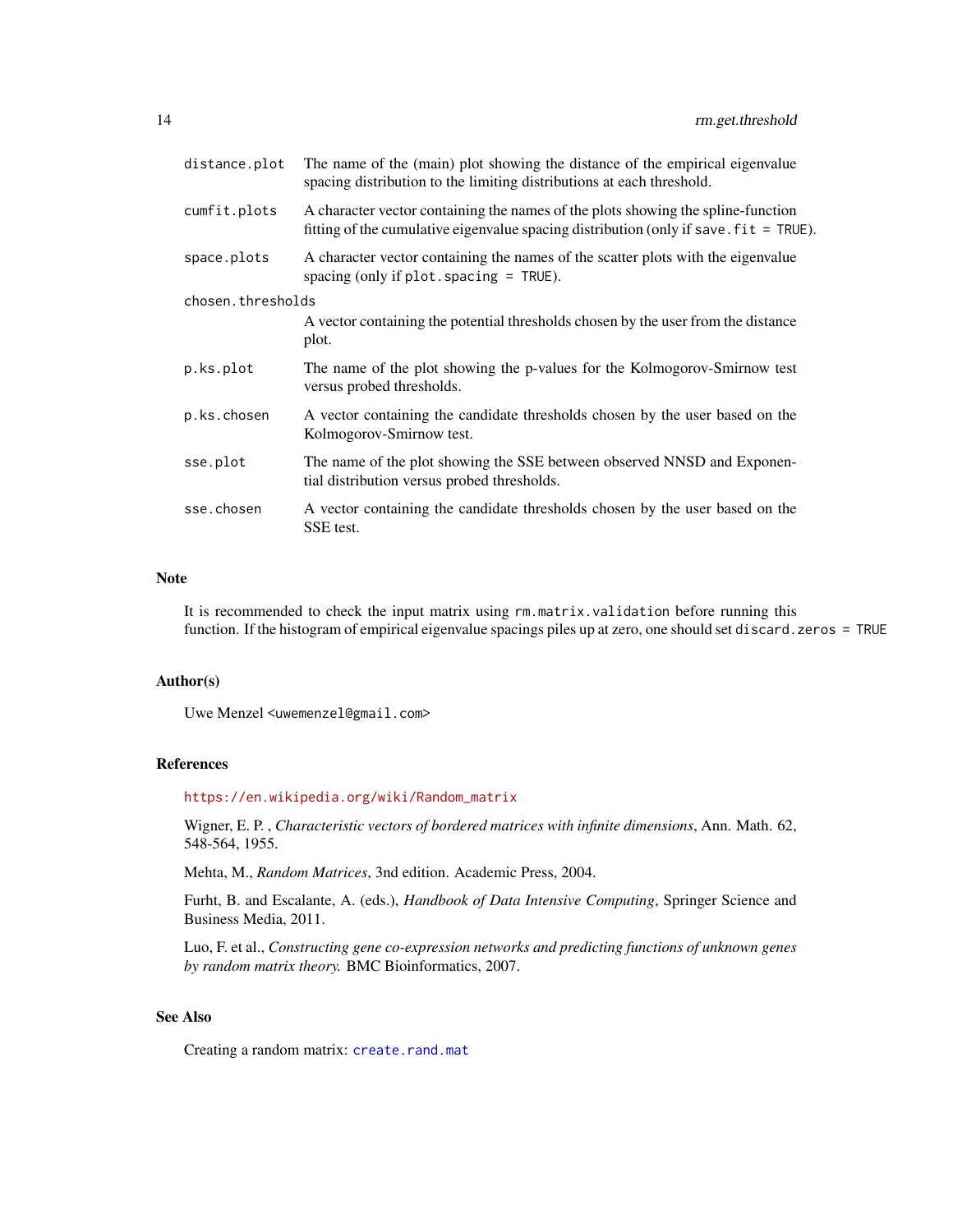| | |
|---|---|
| `distance.plot` | The name of the (main) plot showing the distance of the empirical eigenvalue spacing distribution to the limiting distributions at each threshold. |
| `cumfit.plots` | A character vector containing the names of the plots showing the spline-function fitting of the cumulative eigenvalue spacing distribution (only if `save.fit = TRUE`). |
| `space.plots` | A character vector containing the names of the scatter plots with the eigenvalue spacing (only if `plot.spacing = TRUE`). |
| `chosen.thresholds` | A vector containing the potential thresholds chosen by the user from the distance plot. |
| `p.ks.plot` | The name of the plot showing the p-values for the Kolmogorov-Smirnow test versus probed thresholds. |
| `p.ks.chosen` | A vector containing the candidate thresholds chosen by the user based on the Kolmogorov-Smirnow test. |
| `sse.plot` | The name of the plot showing the SSE between observed NNSD and Exponential distribution versus probed thresholds. |
| `sse.chosen` | A vector containing the candidate thresholds chosen by the user based on the SSE test. |

## Note

It is recommended to check the input matrix using `rm.matrix.validation` before running this function. If the histogram of empirical eigenvalue spacings piles up at zero, one should set `discard.zeros = TRUE`

## Author(s)

Uwe Menzel <uwemenzel@gmail.com>

## References

https://en.wikipedia.org/wiki/Random_matrix

Wigner, E. P. , *Characteristic vectors of bordered matrices with infinite dimensions*, Ann. Math. 62, 548-564, 1955.

Mehta, M., *Random Matrices*, 3nd edition. Academic Press, 2004.

Furht, B. and Escalante, A. (eds.), *Handbook of Data Intensive Computing*, Springer Science and Business Media, 2011.

Luo, F. et al., *Constructing gene co-expression networks and predicting functions of unknown genes by random matrix theory.* BMC Bioinformatics, 2007.

## See Also

Creating a random matrix: `create.rand.mat`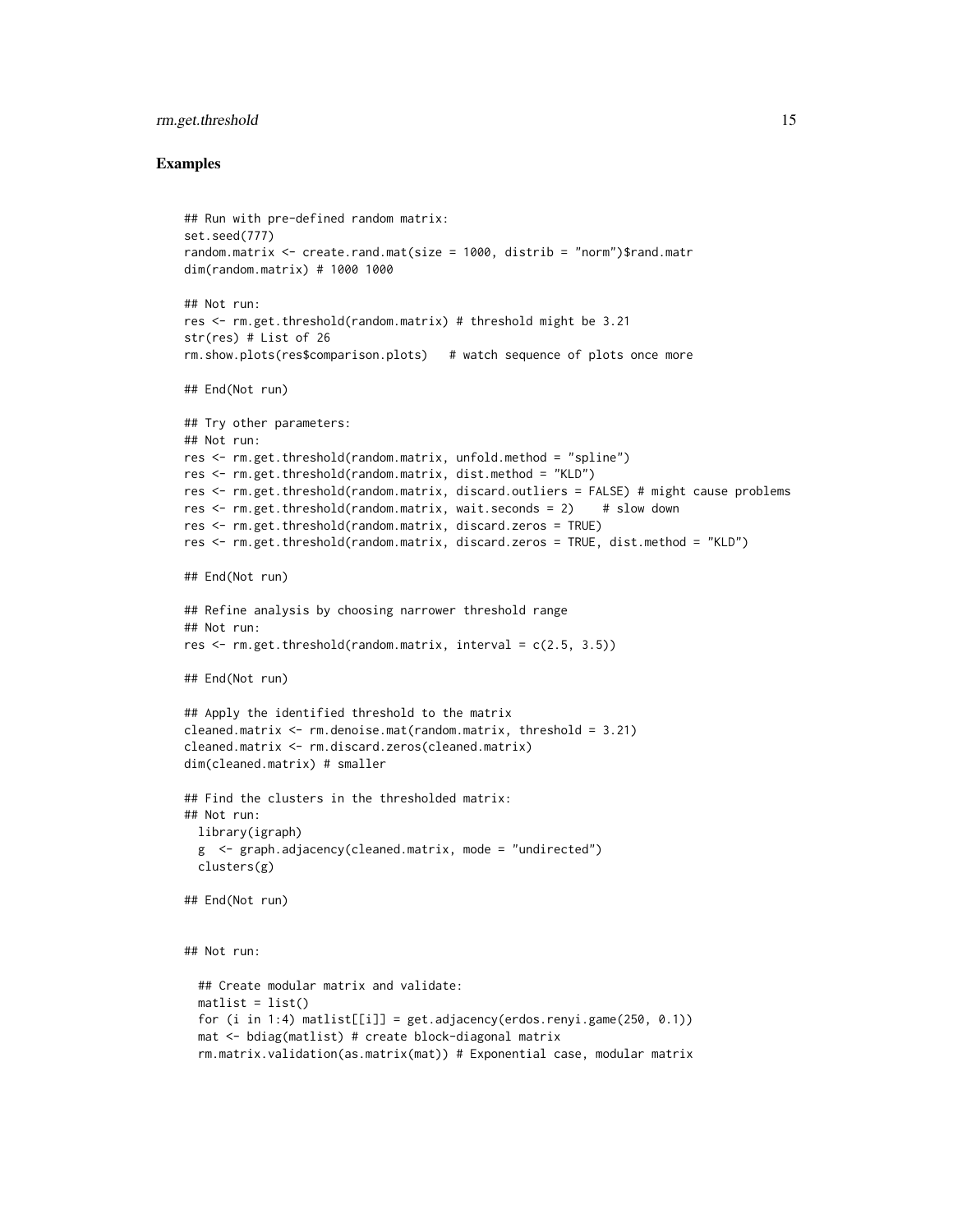### Examples

```
## Run with pre-defined random matrix:
set.seed(777)
random.matrix <- create.rand.mat(size = 1000, distrib = "norm")$rand.matr
dim(random.matrix) # 1000 1000

## Not run:
res <- rm.get.threshold(random.matrix) # threshold might be 3.21
str(res) # List of 26
rm.show.plots(res$comparison.plots)   # watch sequence of plots once more

## End(Not run)

## Try other parameters:
## Not run:
res <- rm.get.threshold(random.matrix, unfold.method = "spline")
res <- rm.get.threshold(random.matrix, dist.method = "KLD")
res <- rm.get.threshold(random.matrix, discard.outliers = FALSE) # might cause problems
res <- rm.get.threshold(random.matrix, wait.seconds = 2)    # slow down
res <- rm.get.threshold(random.matrix, discard.zeros = TRUE)
res <- rm.get.threshold(random.matrix, discard.zeros = TRUE, dist.method = "KLD")

## End(Not run)

## Refine analysis by choosing narrower threshold range
## Not run:
res <- rm.get.threshold(random.matrix, interval = c(2.5, 3.5))

## End(Not run)

## Apply the identified threshold to the matrix
cleaned.matrix <- rm.denoise.mat(random.matrix, threshold = 3.21)
cleaned.matrix <- rm.discard.zeros(cleaned.matrix)
dim(cleaned.matrix) # smaller

## Find the clusters in the thresholded matrix:
## Not run:
  library(igraph)
  g  <- graph.adjacency(cleaned.matrix, mode = "undirected")
  clusters(g)

## End(Not run)


## Not run:

  ## Create modular matrix and validate:
  matlist = list()
  for (i in 1:4) matlist[[i]] = get.adjacency(erdos.renyi.game(250, 0.1))
  mat <- bdiag(matlist) # create block-diagonal matrix
  rm.matrix.validation(as.matrix(mat)) # Exponential case, modular matrix
```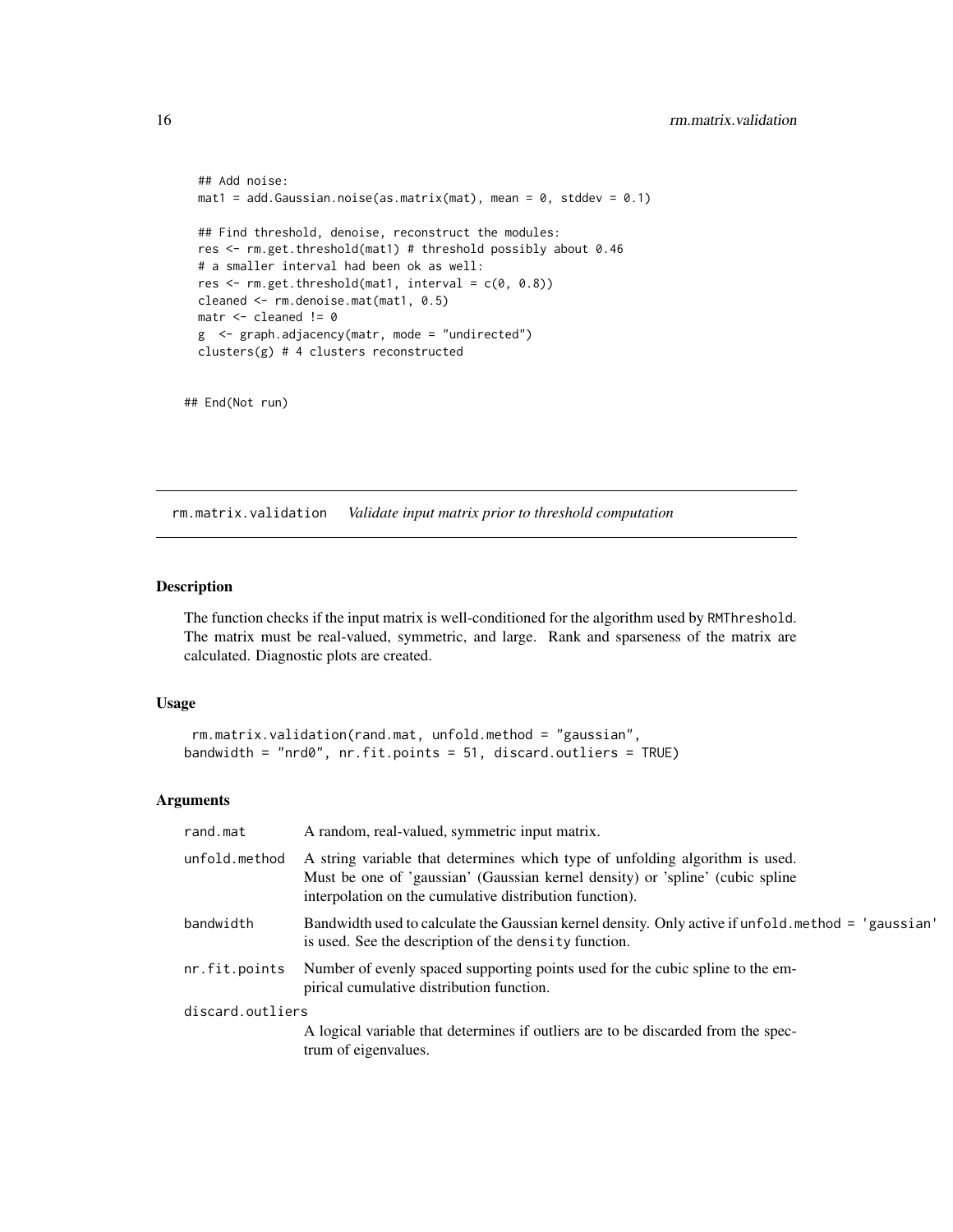```
  ## Add noise:
  mat1 = add.Gaussian.noise(as.matrix(mat), mean = 0, stddev = 0.1)

  ## Find threshold, denoise, reconstruct the modules:
  res <- rm.get.threshold(mat1) # threshold possibly about 0.46
  # a smaller interval had been ok as well:
  res <- rm.get.threshold(mat1, interval = c(0, 0.8))
  cleaned <- rm.denoise.mat(mat1, 0.5)
  matr <- cleaned != 0
  g  <- graph.adjacency(matr, mode = "undirected")
  clusters(g) # 4 clusters reconstructed


## End(Not run)
```

## rm.matrix.validation    *Validate input matrix prior to threshold computation*

### Description

The function checks if the input matrix is well-conditioned for the algorithm used by `RMThreshold`. The matrix must be real-valued, symmetric, and large. Rank and sparseness of the matrix are calculated. Diagnostic plots are created.

### Usage

```
 rm.matrix.validation(rand.mat, unfold.method = "gaussian",
bandwidth = "nrd0", nr.fit.points = 51, discard.outliers = TRUE)
```

### Arguments

| | |
|---|---|
| `rand.mat` | A random, real-valued, symmetric input matrix. |
| `unfold.method` | A string variable that determines which type of unfolding algorithm is used. Must be one of 'gaussian' (Gaussian kernel density) or 'spline' (cubic spline interpolation on the cumulative distribution function). |
| `bandwidth` | Bandwidth used to calculate the Gaussian kernel density. Only active if `unfold.method = 'gaussian'` is used. See the description of the `density` function. |
| `nr.fit.points` | Number of evenly spaced supporting points used for the cubic spline to the empirical cumulative distribution function. |
| `discard.outliers` | A logical variable that determines if outliers are to be discarded from the spectrum of eigenvalues. |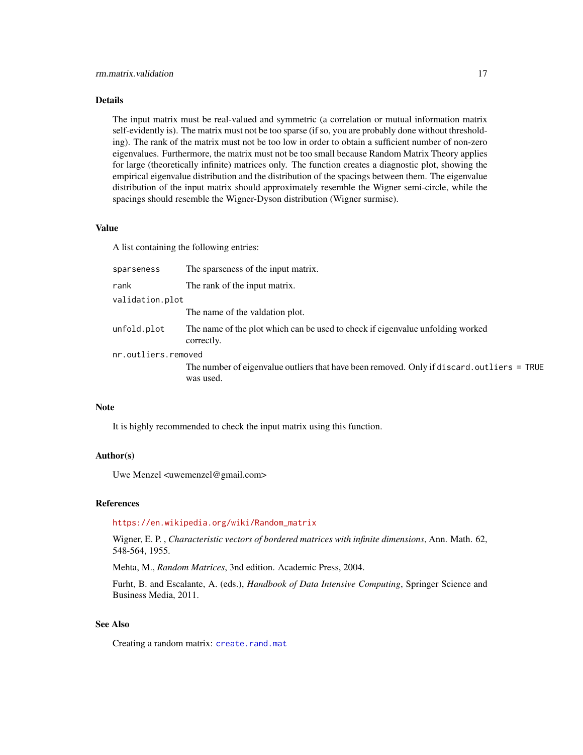## Details

The input matrix must be real-valued and symmetric (a correlation or mutual information matrix self-evidently is). The matrix must not be too sparse (if so, you are probably done without thresholding). The rank of the matrix must not be too low in order to obtain a sufficient number of non-zero eigenvalues. Furthermore, the matrix must not be too small because Random Matrix Theory applies for large (theoretically infinite) matrices only. The function creates a diagnostic plot, showing the empirical eigenvalue distribution and the distribution of the spacings between them. The eigenvalue distribution of the input matrix should approximately resemble the Wigner semi-circle, while the spacings should resemble the Wigner-Dyson distribution (Wigner surmise).

## Value

A list containing the following entries:

| | |
|---|---|
| `sparseness` | The sparseness of the input matrix. |
| `rank` | The rank of the input matrix. |
| `validation.plot` | The name of the valdation plot. |
| `unfold.plot` | The name of the plot which can be used to check if eigenvalue unfolding worked correctly. |
| `nr.outliers.removed` | The number of eigenvalue outliers that have been removed. Only if `discard.outliers = TRUE` was used. |

## Note

It is highly recommended to check the input matrix using this function.

## Author(s)

Uwe Menzel <uwemenzel@gmail.com>

## References

https://en.wikipedia.org/wiki/Random_matrix

Wigner, E. P. , *Characteristic vectors of bordered matrices with infinite dimensions*, Ann. Math. 62, 548-564, 1955.

Mehta, M., *Random Matrices*, 3nd edition. Academic Press, 2004.

Furht, B. and Escalante, A. (eds.), *Handbook of Data Intensive Computing*, Springer Science and Business Media, 2011.

## See Also

Creating a random matrix: `create.rand.mat`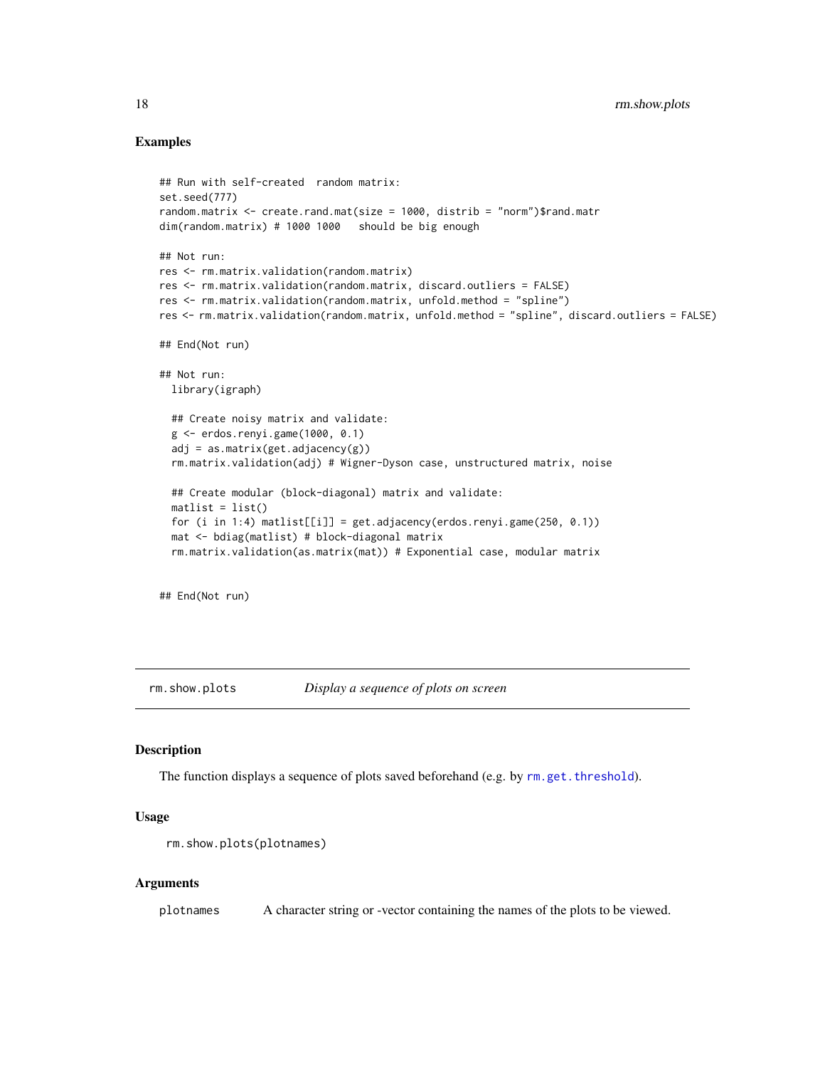## Examples

```
## Run with self-created  random matrix:
set.seed(777)
random.matrix <- create.rand.mat(size = 1000, distrib = "norm")$rand.matr
dim(random.matrix) # 1000 1000   should be big enough

## Not run:
res <- rm.matrix.validation(random.matrix)
res <- rm.matrix.validation(random.matrix, discard.outliers = FALSE)
res <- rm.matrix.validation(random.matrix, unfold.method = "spline")
res <- rm.matrix.validation(random.matrix, unfold.method = "spline", discard.outliers = FALSE)

## End(Not run)

## Not run:
  library(igraph)

  ## Create noisy matrix and validate:
  g <- erdos.renyi.game(1000, 0.1)
  adj = as.matrix(get.adjacency(g))
  rm.matrix.validation(adj) # Wigner-Dyson case, unstructured matrix, noise

  ## Create modular (block-diagonal) matrix and validate:
  matlist = list()
  for (i in 1:4) matlist[[i]] = get.adjacency(erdos.renyi.game(250, 0.1))
  mat <- bdiag(matlist) # block-diagonal matrix
  rm.matrix.validation(as.matrix(mat)) # Exponential case, modular matrix


## End(Not run)
```

---

# rm.show.plots    *Display a sequence of plots on screen*

---

## Description

The function displays a sequence of plots saved beforehand (e.g. by rm.get.threshold).

## Usage

```
rm.show.plots(plotnames)
```

## Arguments

plotnames    A character string or -vector containing the names of the plots to be viewed.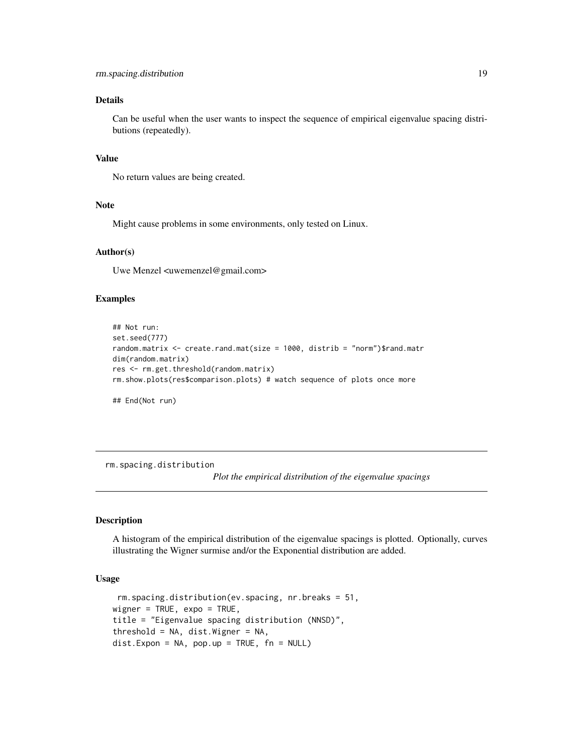### Details

Can be useful when the user wants to inspect the sequence of empirical eigenvalue spacing distributions (repeatedly).

### Value

No return values are being created.

### Note

Might cause problems in some environments, only tested on Linux.

### Author(s)

Uwe Menzel <uwemenzel@gmail.com>

### Examples

```
## Not run:
set.seed(777)
random.matrix <- create.rand.mat(size = 1000, distrib = "norm")$rand.matr
dim(random.matrix)
res <- rm.get.threshold(random.matrix)
rm.show.plots(res$comparison.plots) # watch sequence of plots once more

## End(Not run)
```

---

## rm.spacing.distribution

*Plot the empirical distribution of the eigenvalue spacings*

### Description

A histogram of the empirical distribution of the eigenvalue spacings is plotted. Optionally, curves illustrating the Wigner surmise and/or the Exponential distribution are added.

### Usage

```
 rm.spacing.distribution(ev.spacing, nr.breaks = 51,
wigner = TRUE, expo = TRUE,
title = "Eigenvalue spacing distribution (NNSD)",
threshold = NA, dist.Wigner = NA,
dist.Expon = NA, pop.up = TRUE, fn = NULL)
```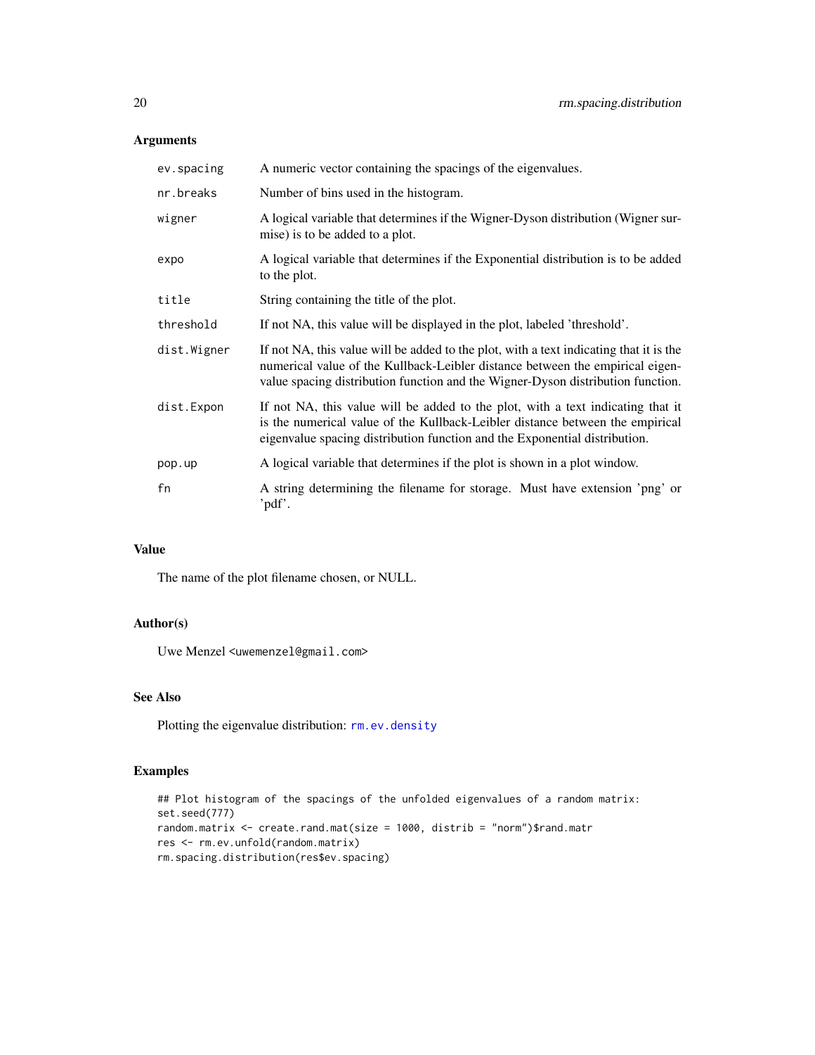## Arguments

| | |
|---|---|
| ev.spacing | A numeric vector containing the spacings of the eigenvalues. |
| nr.breaks | Number of bins used in the histogram. |
| wigner | A logical variable that determines if the Wigner-Dyson distribution (Wigner surmise) is to be added to a plot. |
| expo | A logical variable that determines if the Exponential distribution is to be added to the plot. |
| title | String containing the title of the plot. |
| threshold | If not NA, this value will be displayed in the plot, labeled 'threshold'. |
| dist.Wigner | If not NA, this value will be added to the plot, with a text indicating that it is the numerical value of the Kullback-Leibler distance between the empirical eigenvalue spacing distribution function and the Wigner-Dyson distribution function. |
| dist.Expon | If not NA, this value will be added to the plot, with a text indicating that it is the numerical value of the Kullback-Leibler distance between the empirical eigenvalue spacing distribution function and the Exponential distribution. |
| pop.up | A logical variable that determines if the plot is shown in a plot window. |
| fn | A string determining the filename for storage. Must have extension 'png' or 'pdf'. |

## Value

The name of the plot filename chosen, or NULL.

## Author(s)

Uwe Menzel <uwemenzel@gmail.com>

## See Also

Plotting the eigenvalue distribution: rm.ev.density

## Examples

```
## Plot histogram of the spacings of the unfolded eigenvalues of a random matrix:
set.seed(777)
random.matrix <- create.rand.mat(size = 1000, distrib = "norm")$rand.matr
res <- rm.ev.unfold(random.matrix)
rm.spacing.distribution(res$ev.spacing)
```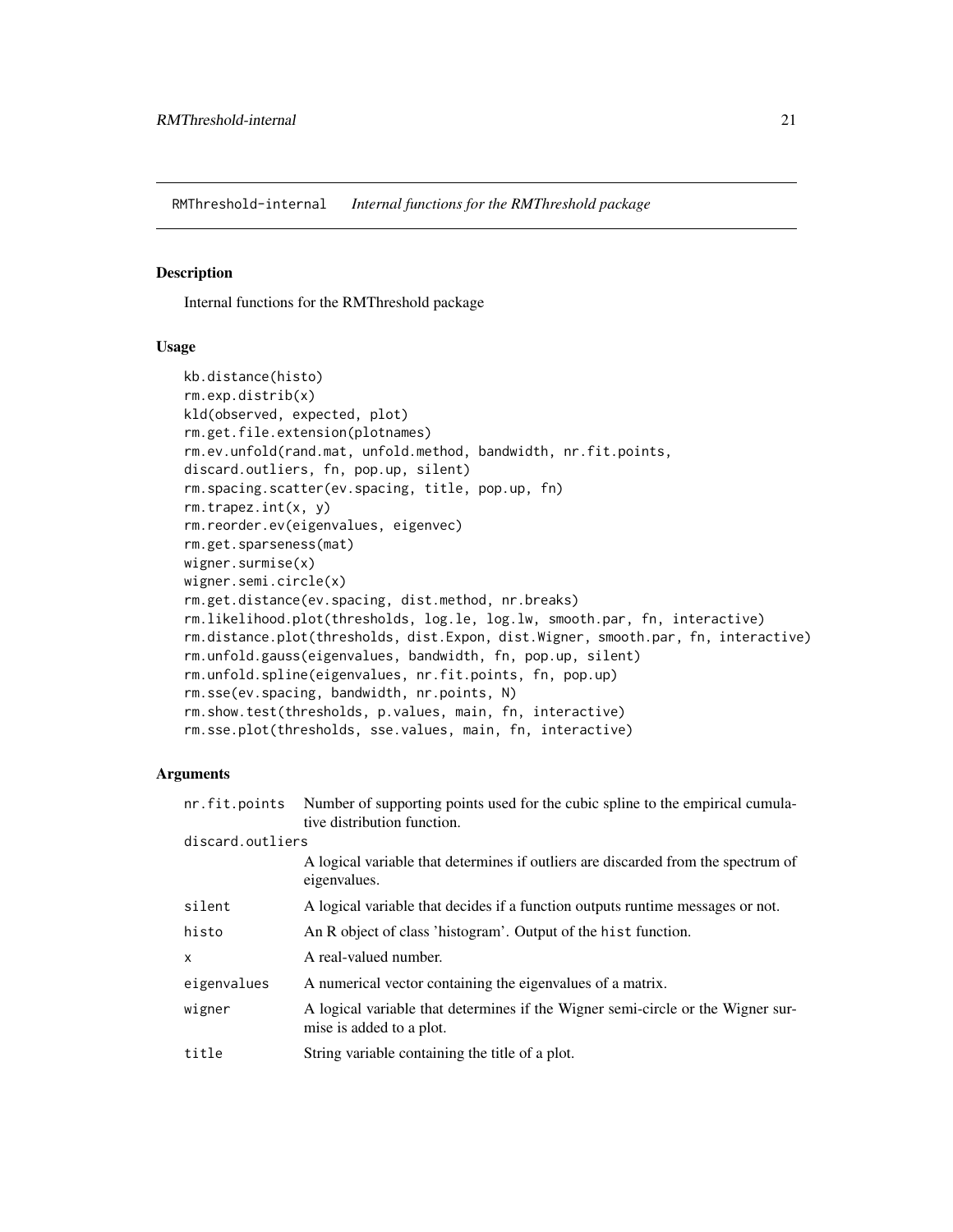## RMThreshold-internal *Internal functions for the RMThreshold package*

### Description

Internal functions for the RMThreshold package

### Usage

```
kb.distance(histo)
rm.exp.distrib(x)
kld(observed, expected, plot)
rm.get.file.extension(plotnames)
rm.ev.unfold(rand.mat, unfold.method, bandwidth, nr.fit.points,
discard.outliers, fn, pop.up, silent)
rm.spacing.scatter(ev.spacing, title, pop.up, fn)
rm.trapez.int(x, y)
rm.reorder.ev(eigenvalues, eigenvec)
rm.get.sparseness(mat)
wigner.surmise(x)
wigner.semi.circle(x)
rm.get.distance(ev.spacing, dist.method, nr.breaks)
rm.likelihood.plot(thresholds, log.le, log.lw, smooth.par, fn, interactive)
rm.distance.plot(thresholds, dist.Expon, dist.Wigner, smooth.par, fn, interactive)
rm.unfold.gauss(eigenvalues, bandwidth, fn, pop.up, silent)
rm.unfold.spline(eigenvalues, nr.fit.points, fn, pop.up)
rm.sse(ev.spacing, bandwidth, nr.points, N)
rm.show.test(thresholds, p.values, main, fn, interactive)
rm.sse.plot(thresholds, sse.values, main, fn, interactive)
```

### Arguments

| | |
|---|---|
| `nr.fit.points` | Number of supporting points used for the cubic spline to the empirical cumulative distribution function. |
| `discard.outliers` | A logical variable that determines if outliers are discarded from the spectrum of eigenvalues. |
| `silent` | A logical variable that decides if a function outputs runtime messages or not. |
| `histo` | An R object of class 'histogram'. Output of the `hist` function. |
| `x` | A real-valued number. |
| `eigenvalues` | A numerical vector containing the eigenvalues of a matrix. |
| `wigner` | A logical variable that determines if the Wigner semi-circle or the Wigner surmise is added to a plot. |
| `title` | String variable containing the title of a plot. |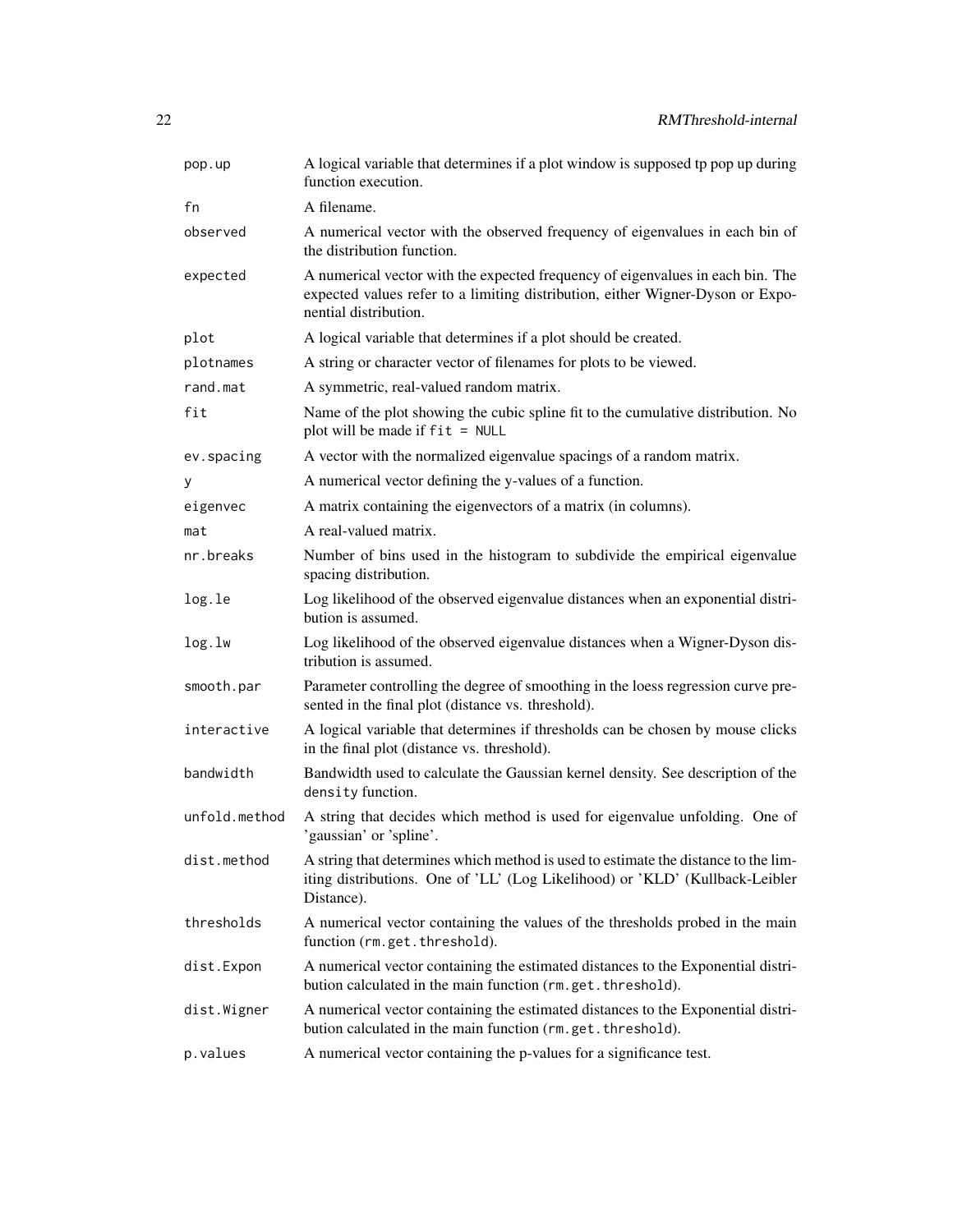| | |
|---|---|
| `pop.up` | A logical variable that determines if a plot window is supposed tp pop up during function execution. |
| `fn` | A filename. |
| `observed` | A numerical vector with the observed frequency of eigenvalues in each bin of the distribution function. |
| `expected` | A numerical vector with the expected frequency of eigenvalues in each bin. The expected values refer to a limiting distribution, either Wigner-Dyson or Exponential distribution. |
| `plot` | A logical variable that determines if a plot should be created. |
| `plotnames` | A string or character vector of filenames for plots to be viewed. |
| `rand.mat` | A symmetric, real-valued random matrix. |
| `fit` | Name of the plot showing the cubic spline fit to the cumulative distribution. No plot will be made if `fit = NULL` |
| `ev.spacing` | A vector with the normalized eigenvalue spacings of a random matrix. |
| `y` | A numerical vector defining the y-values of a function. |
| `eigenvec` | A matrix containing the eigenvectors of a matrix (in columns). |
| `mat` | A real-valued matrix. |
| `nr.breaks` | Number of bins used in the histogram to subdivide the empirical eigenvalue spacing distribution. |
| `log.le` | Log likelihood of the observed eigenvalue distances when an exponential distribution is assumed. |
| `log.lw` | Log likelihood of the observed eigenvalue distances when a Wigner-Dyson distribution is assumed. |
| `smooth.par` | Parameter controlling the degree of smoothing in the loess regression curve presented in the final plot (distance vs. threshold). |
| `interactive` | A logical variable that determines if thresholds can be chosen by mouse clicks in the final plot (distance vs. threshold). |
| `bandwidth` | Bandwidth used to calculate the Gaussian kernel density. See description of the `density` function. |
| `unfold.method` | A string that decides which method is used for eigenvalue unfolding. One of 'gaussian' or 'spline'. |
| `dist.method` | A string that determines which method is used to estimate the distance to the limiting distributions. One of 'LL' (Log Likelihood) or 'KLD' (Kullback-Leibler Distance). |
| `thresholds` | A numerical vector containing the values of the thresholds probed in the main function (`rm.get.threshold`). |
| `dist.Expon` | A numerical vector containing the estimated distances to the Exponential distribution calculated in the main function (`rm.get.threshold`). |
| `dist.Wigner` | A numerical vector containing the estimated distances to the Exponential distribution calculated in the main function (`rm.get.threshold`). |
| `p.values` | A numerical vector containing the p-values for a significance test. |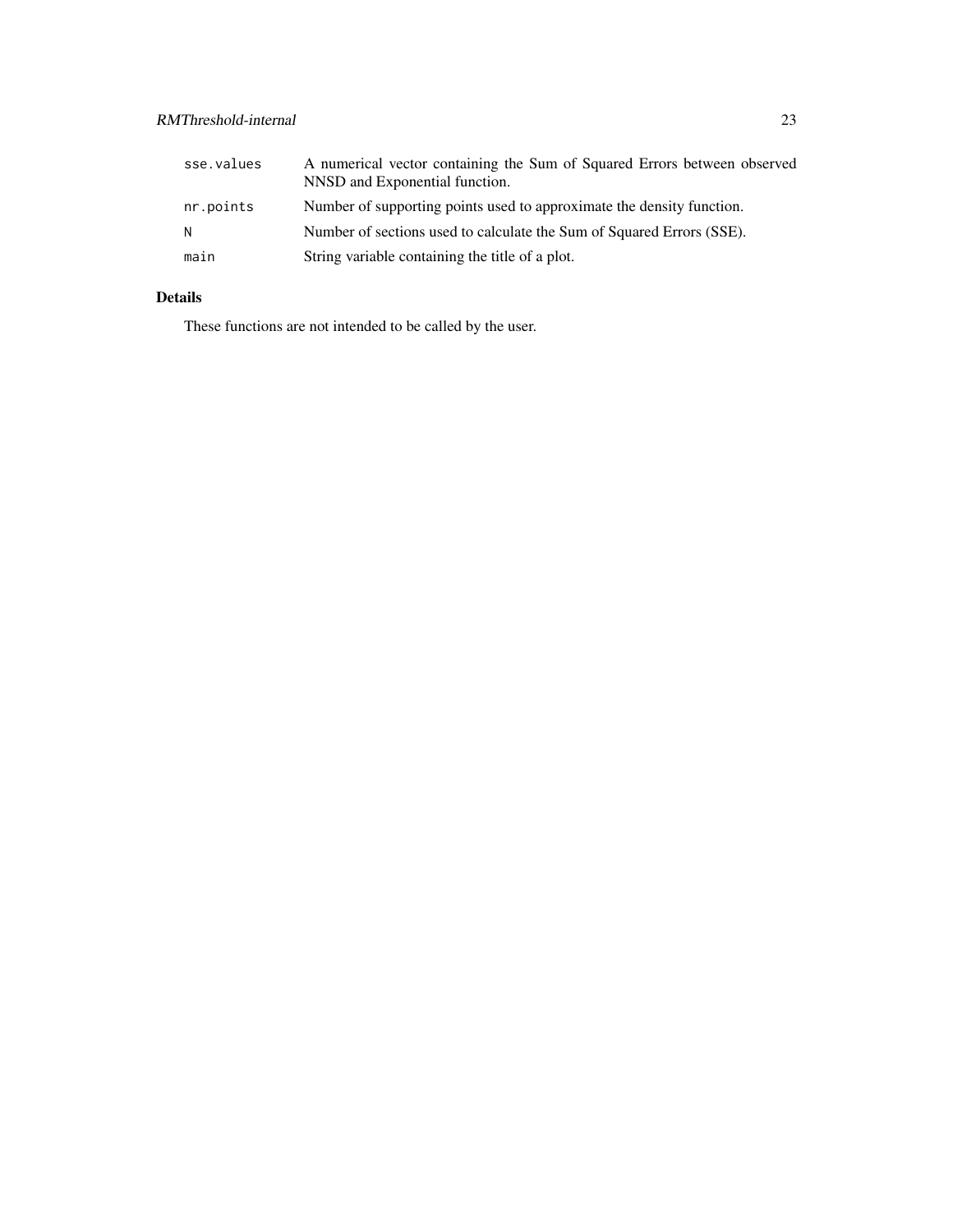| | |
|---|---|
| `sse.values` | A numerical vector containing the Sum of Squared Errors between observed NNSD and Exponential function. |
| `nr.points` | Number of supporting points used to approximate the density function. |
| `N` | Number of sections used to calculate the Sum of Squared Errors (SSE). |
| `main` | String variable containing the title of a plot. |

## Details

These functions are not intended to be called by the user.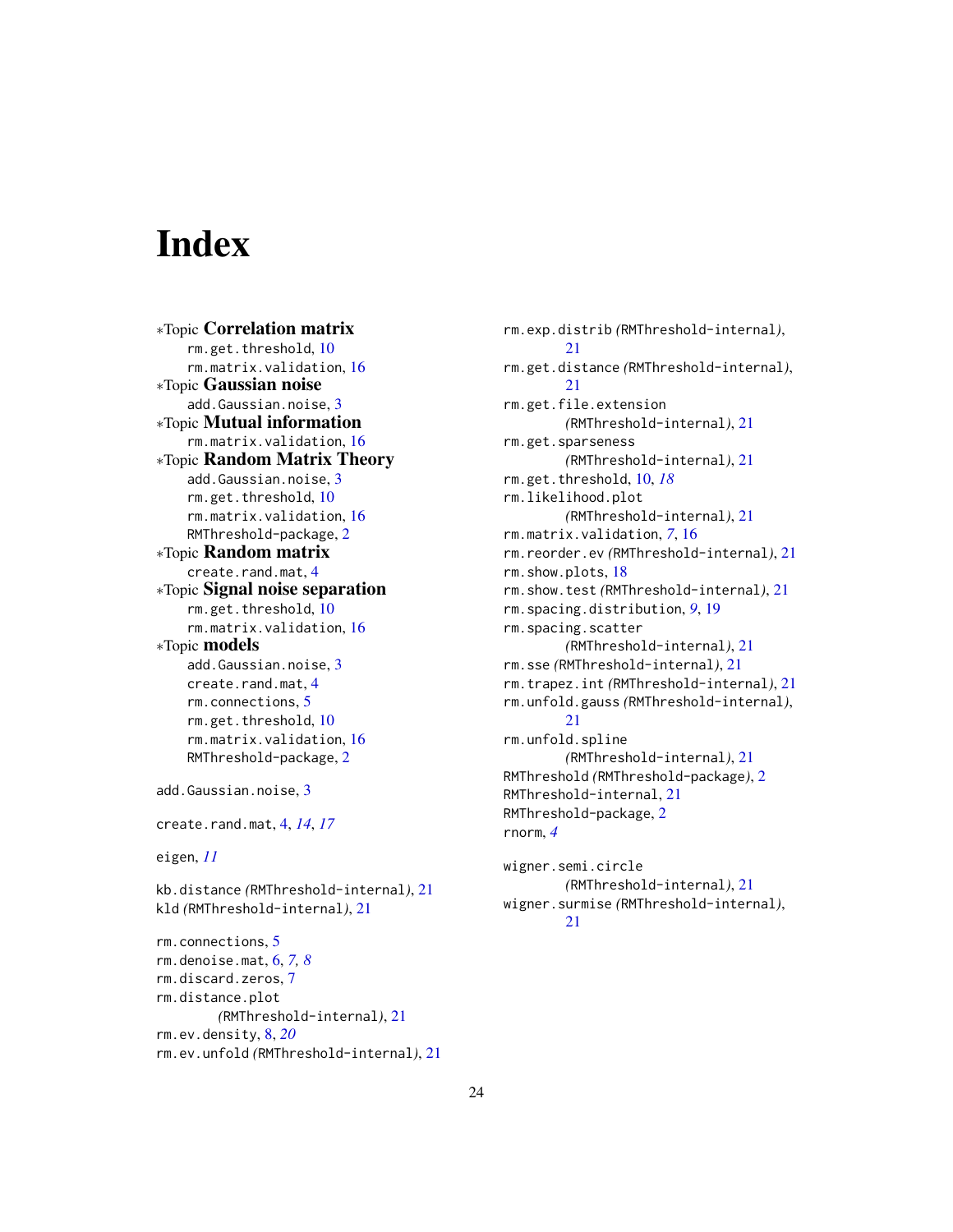# Index

*Topic **Correlation matrix**
- rm.get.threshold, 10
- rm.matrix.validation, 16

*Topic **Gaussian noise**
- add.Gaussian.noise, 3

*Topic **Mutual information**
- rm.matrix.validation, 16

*Topic **Random Matrix Theory**
- add.Gaussian.noise, 3
- rm.get.threshold, 10
- rm.matrix.validation, 16
- RMThreshold-package, 2

*Topic **Random matrix**
- create.rand.mat, 4

*Topic **Signal noise separation**
- rm.get.threshold, 10
- rm.matrix.validation, 16

*Topic **models**
- add.Gaussian.noise, 3
- create.rand.mat, 4
- rm.connections, 5
- rm.get.threshold, 10
- rm.matrix.validation, 16
- RMThreshold-package, 2

add.Gaussian.noise, 3

create.rand.mat, 4, *14*, *17*

eigen, *11*

kb.distance *(*RMThreshold-internal*)*, 21
kld *(*RMThreshold-internal*)*, 21

rm.connections, 5
rm.denoise.mat, 6, *7*, *8*
rm.discard.zeros, 7
rm.distance.plot *(*RMThreshold-internal*)*, 21
rm.ev.density, 8, *20*
rm.ev.unfold *(*RMThreshold-internal*)*, 21
rm.exp.distrib *(*RMThreshold-internal*)*, 21
rm.get.distance *(*RMThreshold-internal*)*, 21
rm.get.file.extension *(*RMThreshold-internal*)*, 21
rm.get.sparseness *(*RMThreshold-internal*)*, 21
rm.get.threshold, 10, *18*
rm.likelihood.plot *(*RMThreshold-internal*)*, 21
rm.matrix.validation, *7*, 16
rm.reorder.ev *(*RMThreshold-internal*)*, 21
rm.show.plots, 18
rm.show.test *(*RMThreshold-internal*)*, 21
rm.spacing.distribution, *9*, 19
rm.spacing.scatter *(*RMThreshold-internal*)*, 21
rm.sse *(*RMThreshold-internal*)*, 21
rm.trapez.int *(*RMThreshold-internal*)*, 21
rm.unfold.gauss *(*RMThreshold-internal*)*, 21
rm.unfold.spline *(*RMThreshold-internal*)*, 21
RMThreshold *(*RMThreshold-package*)*, 2
RMThreshold-internal, 21
RMThreshold-package, 2
rnorm, *4*

wigner.semi.circle *(*RMThreshold-internal*)*, 21
wigner.surmise *(*RMThreshold-internal*)*, 21